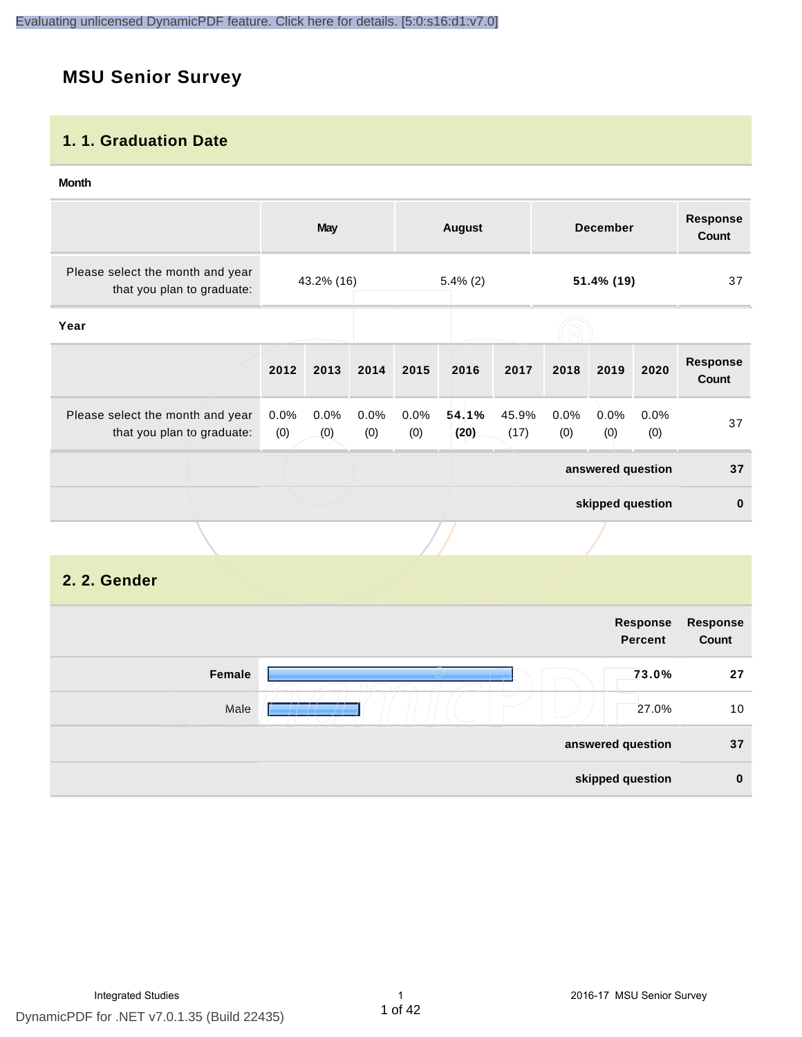# MSU Senior Survey

## 1. 1. Graduation Date

**Month**

| | May | August | December | Response Count |
|---|---|---|---|---|
| Please select the month and year that you plan to graduate: | 43.2% (16) | 5.4% (2) | **51.4% (19)** | 37 |

**Year**

| | 2012 | 2013 | 2014 | 2015 | 2016 | 2017 | 2018 | 2019 | 2020 | Response Count |
|---|---|---|---|---|---|---|---|---|---|---|
| Please select the month and year that you plan to graduate: | 0.0% (0) | 0.0% (0) | 0.0% (0) | 0.0% (0) | **54.1% (20)** | 45.9% (17) | 0.0% (0) | 0.0% (0) | 0.0% (0) | 37 |
| | | | | | | | | | **answered question** | **37** |
| | | | | | | | | | **skipped question** | **0** |

## 2. 2. Gender

| | Response Percent | Response Count |
|---|---|---|
| **Female** | **73.0%** | **27** |
| Male | 27.0% | 10 |
| **answered question** | | **37** |
| **skipped question** | | **0** |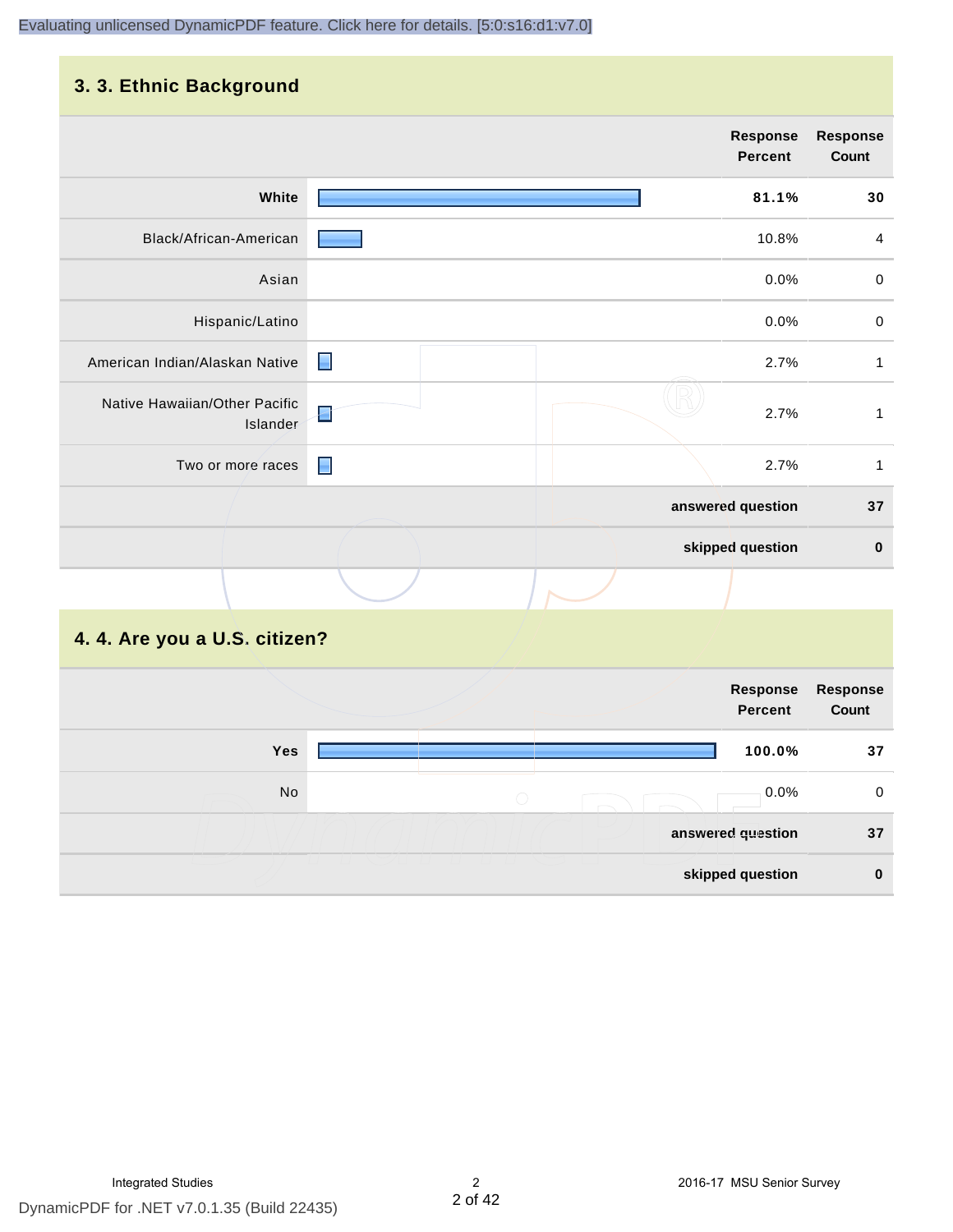Evaluating unlicensed DynamicPDF feature. Click here for details. [5:0:s16:d1:v7.0]

## 3. 3. Ethnic Background

| | Response Percent | Response Count |
|---|---|---|
| **White** | **81.1%** | **30** |
| Black/African-American | 10.8% | 4 |
| Asian | 0.0% | 0 |
| Hispanic/Latino | 0.0% | 0 |
| American Indian/Alaskan Native | 2.7% | 1 |
| Native Hawaiian/Other Pacific Islander | 2.7% | 1 |
| Two or more races | 2.7% | 1 |
| | **answered question** | **37** |
| | **skipped question** | **0** |

## 4. 4. Are you a U.S. citizen?

| | Response Percent | Response Count |
|---|---|---|
| **Yes** | **100.0%** | **37** |
| No | 0.0% | 0 |
| | **answered question** | **37** |
| | **skipped question** | **0** |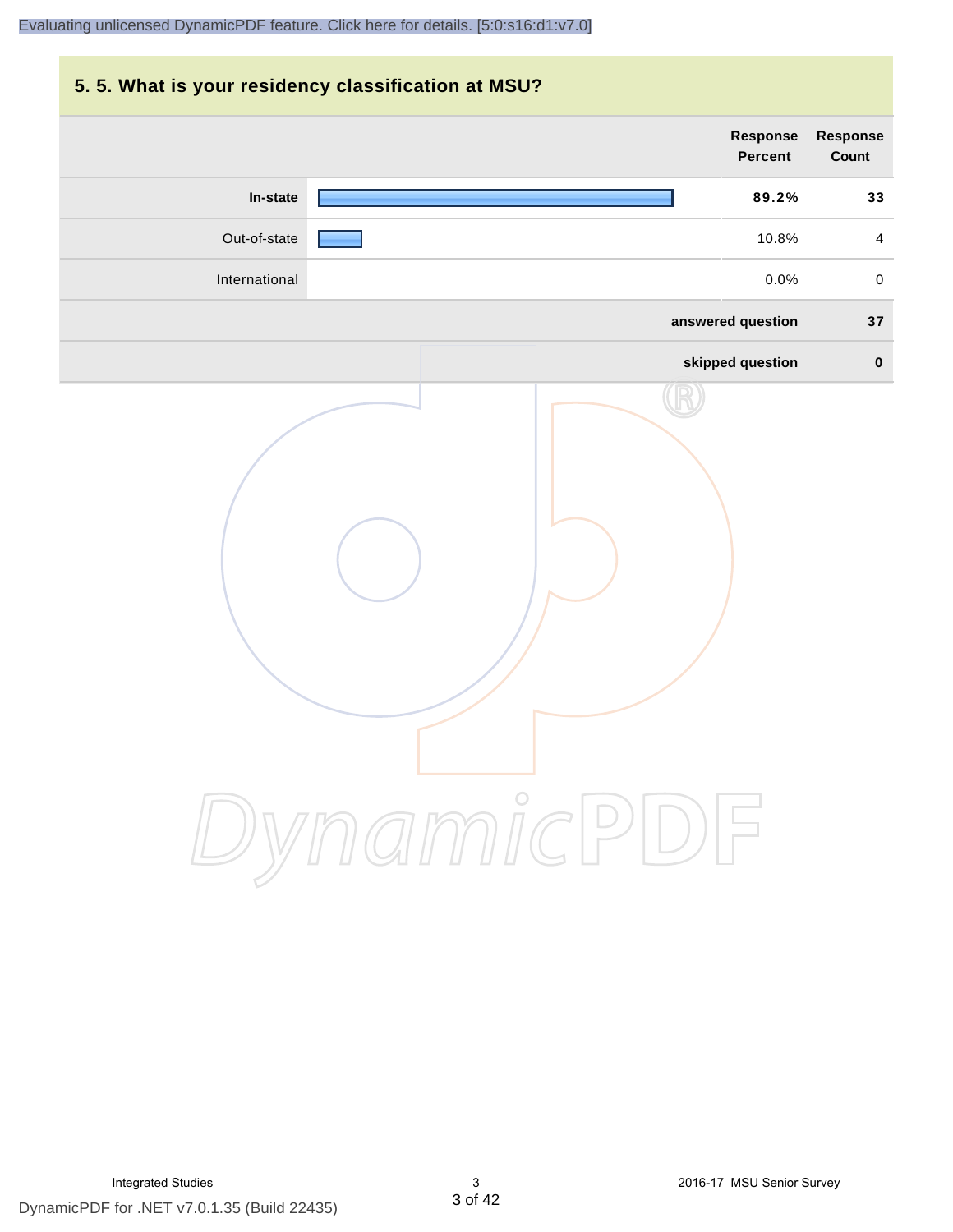## 5. 5. What is your residency classification at MSU?

| | Response Percent | Response Count |
|---|---|---|
| **In-state** | **89.2%** | **33** |
| Out-of-state | 10.8% | 4 |
| International | 0.0% | 0 |
| **answered question** | | **37** |
| **skipped question** | | **0** |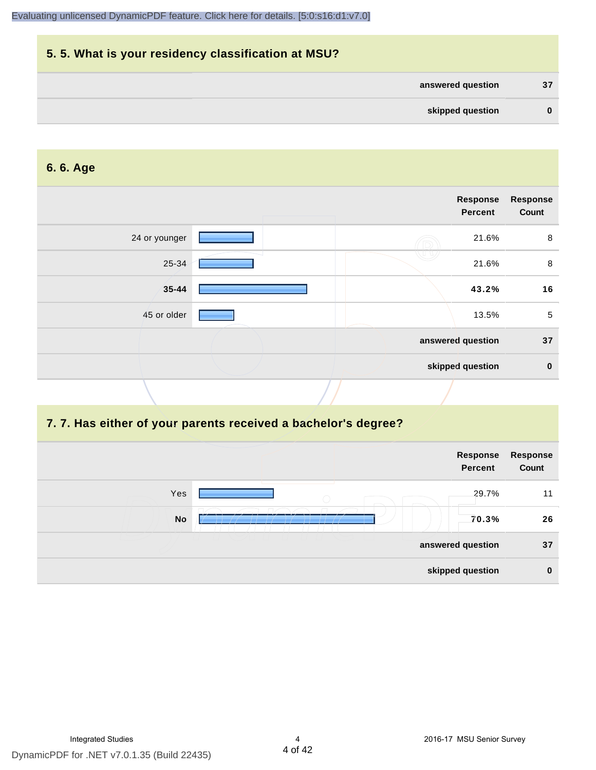## 5. 5. What is your residency classification at MSU?

| | |
|---|---|
| answered question | 37 |
| skipped question | 0 |

## 6. 6. Age

| | Response Percent | Response Count |
|---|---|---|
| 24 or younger | 21.6% | 8 |
| 25-34 | 21.6% | 8 |
| **35-44** | **43.2%** | **16** |
| 45 or older | 13.5% | 5 |
| answered question | | 37 |
| skipped question | | 0 |

## 7. 7. Has either of your parents received a bachelor's degree?

| | Response Percent | Response Count |
|---|---|---|
| Yes | 29.7% | 11 |
| **No** | **70.3%** | **26** |
| answered question | | 37 |
| skipped question | | 0 |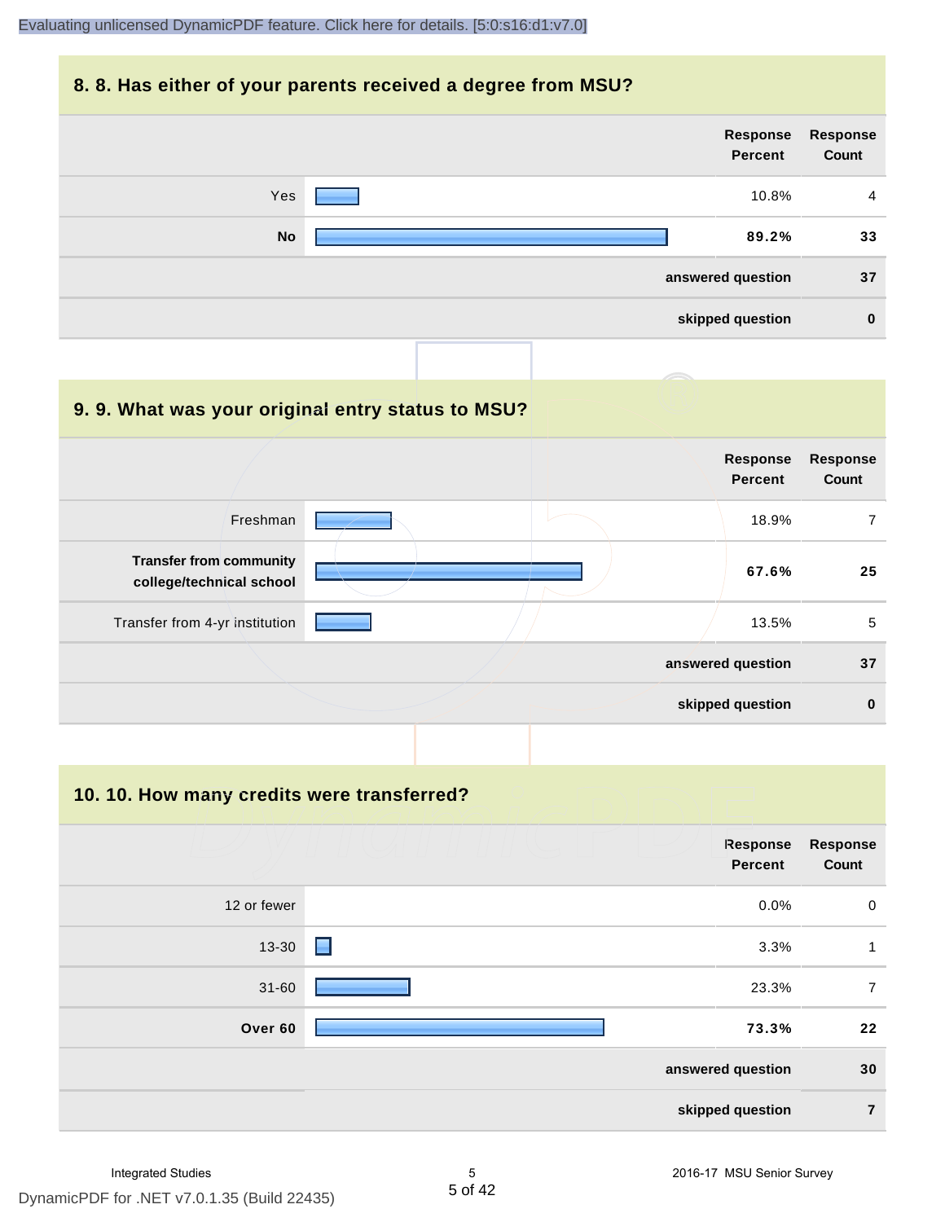## 8. 8. Has either of your parents received a degree from MSU?

| | Response Percent | Response Count |
|---|---|---|
| Yes | 10.8% | 4 |
| **No** | **89.2%** | **33** |
| | **answered question** | **37** |
| | **skipped question** | **0** |

## 9. 9. What was your original entry status to MSU?

| | Response Percent | Response Count |
|---|---|---|
| Freshman | 18.9% | 7 |
| **Transfer from community college/technical school** | **67.6%** | **25** |
| Transfer from 4-yr institution | 13.5% | 5 |
| | **answered question** | **37** |
| | **skipped question** | **0** |

## 10. 10. How many credits were transferred?

| | Response Percent | Response Count |
|---|---|---|
| 12 or fewer | 0.0% | 0 |
| 13-30 | 3.3% | 1 |
| 31-60 | 23.3% | 7 |
| **Over 60** | **73.3%** | **22** |
| | **answered question** | **30** |
| | **skipped question** | **7** |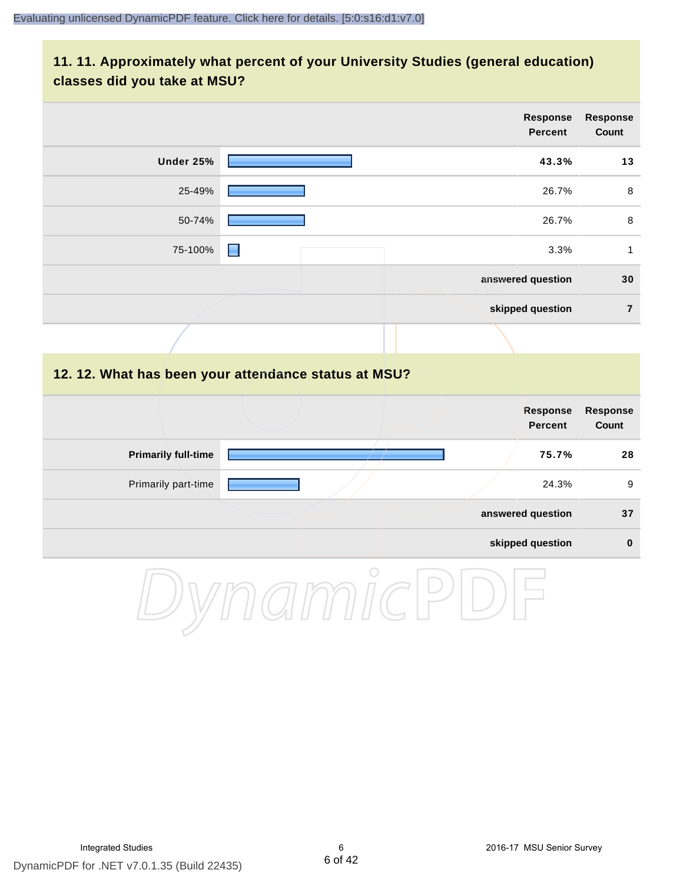## 11. 11. Approximately what percent of your University Studies (general education) classes did you take at MSU?

| | Response Percent | Response Count |
|---|---|---|
| **Under 25%** | **43.3%** | **13** |
| 25-49% | 26.7% | 8 |
| 50-74% | 26.7% | 8 |
| 75-100% | 3.3% | 1 |
| | **answered question** | **30** |
| | **skipped question** | **7** |

## 12. 12. What has been your attendance status at MSU?

| | Response Percent | Response Count |
|---|---|---|
| **Primarily full-time** | **75.7%** | **28** |
| Primarily part-time | 24.3% | 9 |
| | **answered question** | **37** |
| | **skipped question** | **0** |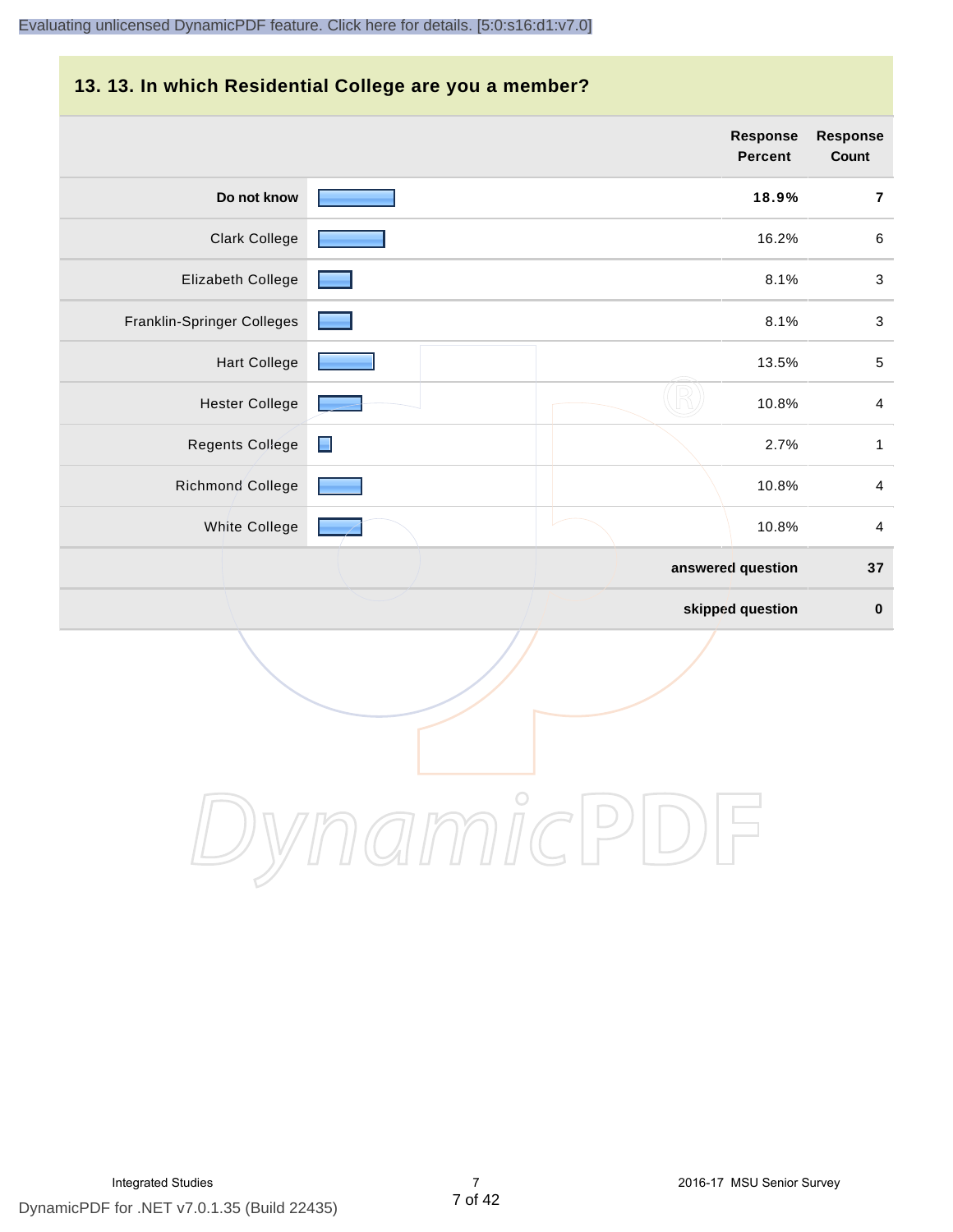## 13. 13. In which Residential College are you a member?

| | Response Percent | Response Count |
|---|---|---|
| **Do not know** | **18.9%** | **7** |
| Clark College | 16.2% | 6 |
| Elizabeth College | 8.1% | 3 |
| Franklin-Springer Colleges | 8.1% | 3 |
| Hart College | 13.5% | 5 |
| Hester College | 10.8% | 4 |
| Regents College | 2.7% | 1 |
| Richmond College | 10.8% | 4 |
| White College | 10.8% | 4 |
| | **answered question** | **37** |
| | **skipped question** | **0** |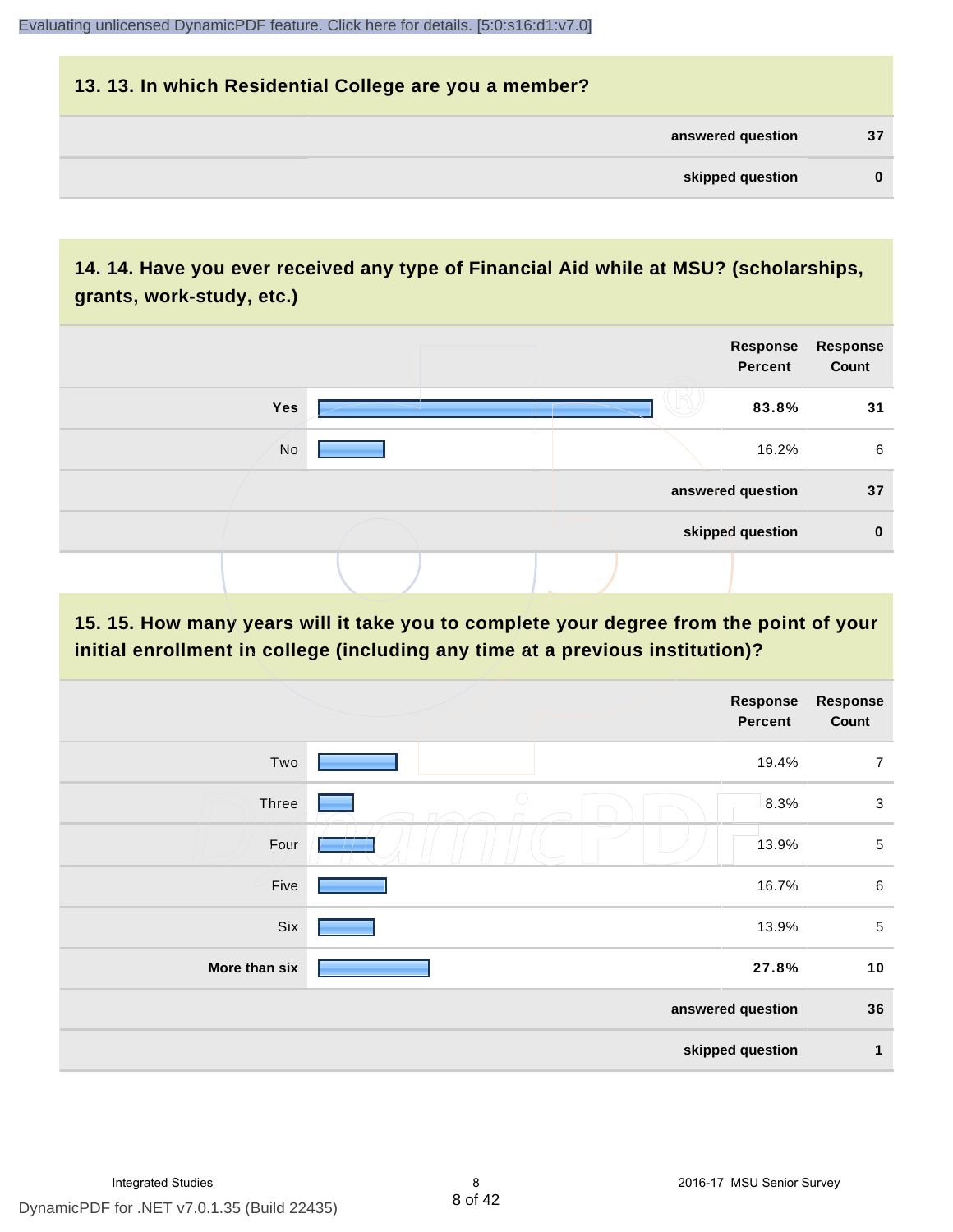## 13. 13. In which Residential College are you a member?

| | |
|---|---|
| answered question | 37 |
| skipped question | 0 |

## 14. 14. Have you ever received any type of Financial Aid while at MSU? (scholarships, grants, work-study, etc.)

| | Response Percent | Response Count |
|---|---|---|
| **Yes** | **83.8%** | **31** |
| No | 16.2% | 6 |
| answered question | | 37 |
| skipped question | | 0 |

## 15. 15. How many years will it take you to complete your degree from the point of your initial enrollment in college (including any time at a previous institution)?

| | Response Percent | Response Count |
|---|---|---|
| Two | 19.4% | 7 |
| Three | 8.3% | 3 |
| Four | 13.9% | 5 |
| Five | 16.7% | 6 |
| Six | 13.9% | 5 |
| **More than six** | **27.8%** | **10** |
| answered question | | 36 |
| skipped question | | 1 |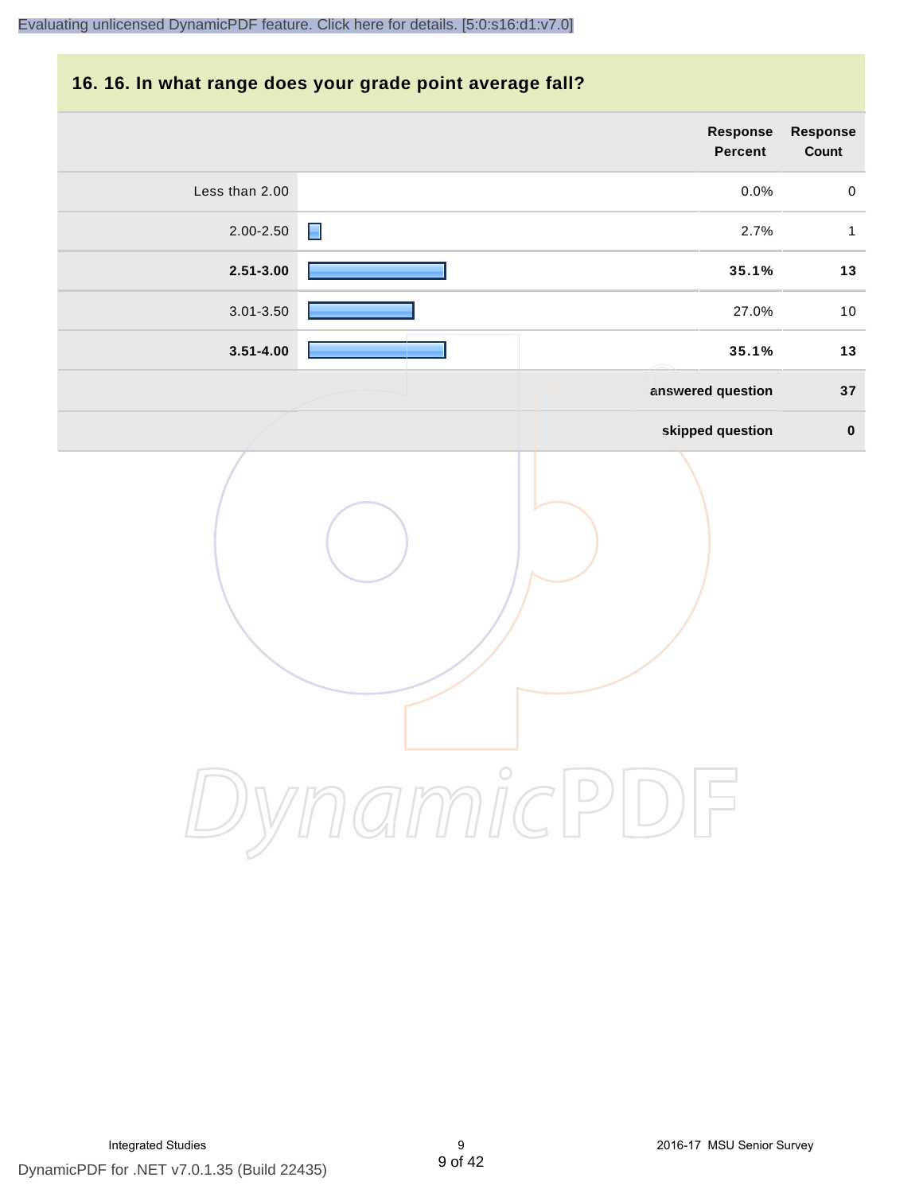## 16. 16. In what range does your grade point average fall?

| | Response Percent | Response Count |
|---|---|---|
| Less than 2.00 | 0.0% | 0 |
| 2.00-2.50 | 2.7% | 1 |
| **2.51-3.00** | **35.1%** | **13** |
| 3.01-3.50 | 27.0% | 10 |
| **3.51-4.00** | **35.1%** | **13** |
| | **answered question** | **37** |
| | **skipped question** | **0** |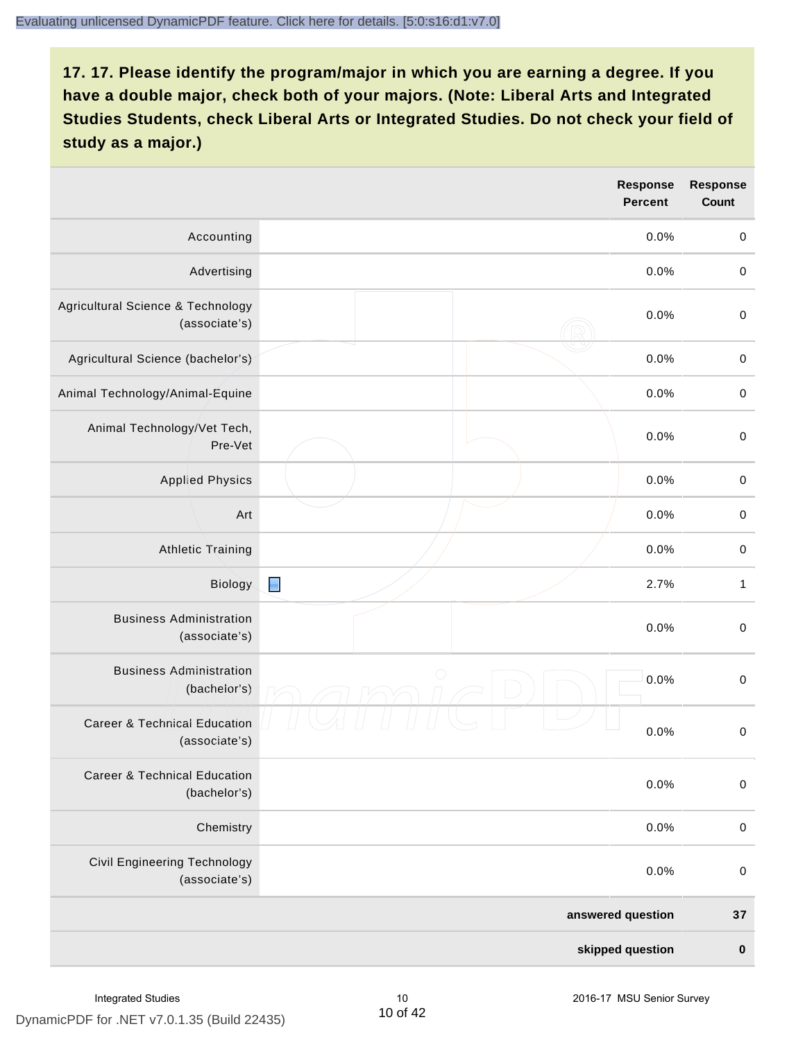## 17. 17. Please identify the program/major in which you are earning a degree. If you have a double major, check both of your majors. (Note: Liberal Arts and Integrated Studies Students, check Liberal Arts or Integrated Studies. Do not check your field of study as a major.)

| | Response Percent | Response Count |
|---|---|---|
| Accounting | 0.0% | 0 |
| Advertising | 0.0% | 0 |
| Agricultural Science & Technology (associate's) | 0.0% | 0 |
| Agricultural Science (bachelor's) | 0.0% | 0 |
| Animal Technology/Animal-Equine | 0.0% | 0 |
| Animal Technology/Vet Tech, Pre-Vet | 0.0% | 0 |
| Applied Physics | 0.0% | 0 |
| Art | 0.0% | 0 |
| Athletic Training | 0.0% | 0 |
| Biology | 2.7% | 1 |
| Business Administration (associate's) | 0.0% | 0 |
| Business Administration (bachelor's) | 0.0% | 0 |
| Career & Technical Education (associate's) | 0.0% | 0 |
| Career & Technical Education (bachelor's) | 0.0% | 0 |
| Chemistry | 0.0% | 0 |
| Civil Engineering Technology (associate's) | 0.0% | 0 |
| answered question | | 37 |
| skipped question | | 0 |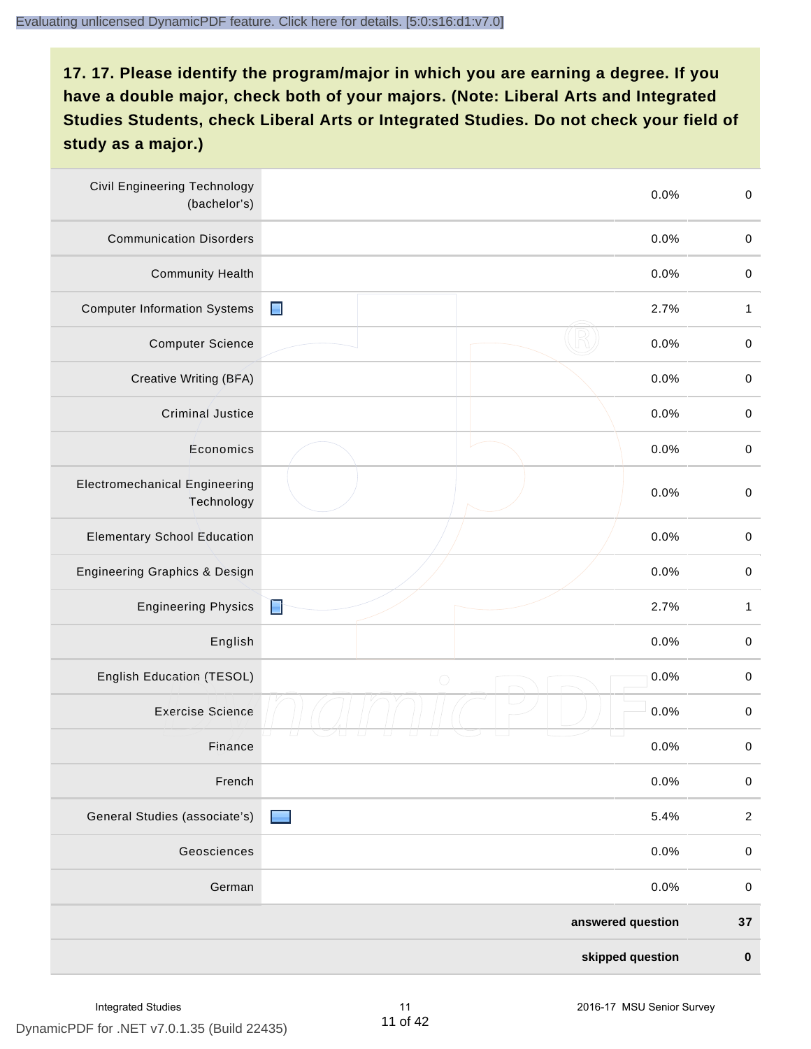## 17. 17. Please identify the program/major in which you are earning a degree. If you have a double major, check both of your majors. (Note: Liberal Arts and Integrated Studies Students, check Liberal Arts or Integrated Studies. Do not check your field of study as a major.)

| Program/Major | Percent | Count |
|---|---|---|
| Civil Engineering Technology (bachelor's) | 0.0% | 0 |
| Communication Disorders | 0.0% | 0 |
| Community Health | 0.0% | 0 |
| Computer Information Systems | 2.7% | 1 |
| Computer Science | 0.0% | 0 |
| Creative Writing (BFA) | 0.0% | 0 |
| Criminal Justice | 0.0% | 0 |
| Economics | 0.0% | 0 |
| Electromechanical Engineering Technology | 0.0% | 0 |
| Elementary School Education | 0.0% | 0 |
| Engineering Graphics & Design | 0.0% | 0 |
| Engineering Physics | 2.7% | 1 |
| English | 0.0% | 0 |
| English Education (TESOL) | 0.0% | 0 |
| Exercise Science | 0.0% | 0 |
| Finance | 0.0% | 0 |
| French | 0.0% | 0 |
| General Studies (associate's) | 5.4% | 2 |
| Geosciences | 0.0% | 0 |
| German | 0.0% | 0 |
| **answered question** | | **37** |
| **skipped question** | | **0** |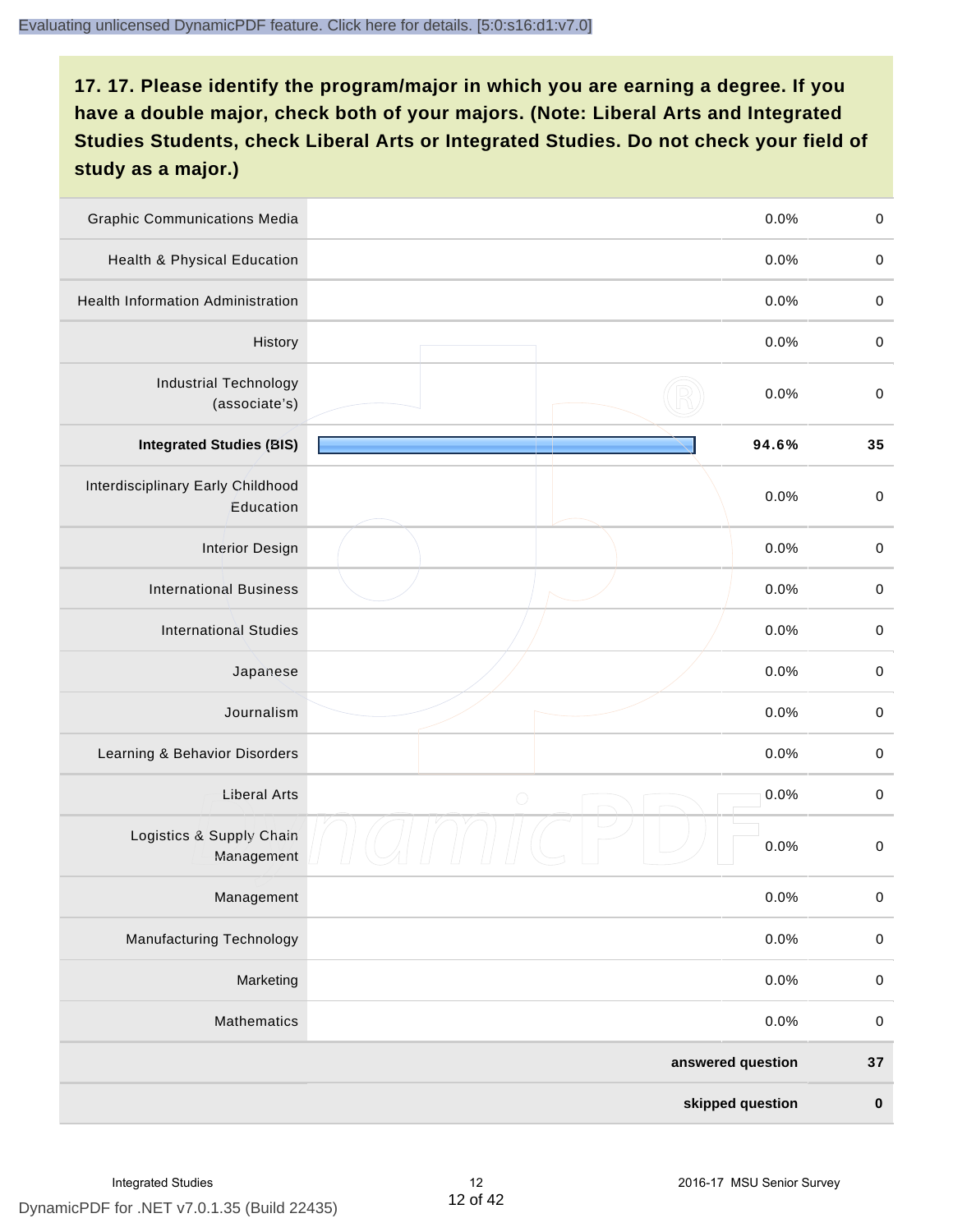## 17. 17. Please identify the program/major in which you are earning a degree. If you have a double major, check both of your majors. (Note: Liberal Arts and Integrated Studies Students, check Liberal Arts or Integrated Studies. Do not check your field of study as a major.)

| Program/Major | Response Percent | Response Count |
|---|---|---|
| Graphic Communications Media | 0.0% | 0 |
| Health & Physical Education | 0.0% | 0 |
| Health Information Administration | 0.0% | 0 |
| History | 0.0% | 0 |
| Industrial Technology (associate's) | 0.0% | 0 |
| **Integrated Studies (BIS)** | **94.6%** | **35** |
| Interdisciplinary Early Childhood Education | 0.0% | 0 |
| Interior Design | 0.0% | 0 |
| International Business | 0.0% | 0 |
| International Studies | 0.0% | 0 |
| Japanese | 0.0% | 0 |
| Journalism | 0.0% | 0 |
| Learning & Behavior Disorders | 0.0% | 0 |
| Liberal Arts | 0.0% | 0 |
| Logistics & Supply Chain Management | 0.0% | 0 |
| Management | 0.0% | 0 |
| Manufacturing Technology | 0.0% | 0 |
| Marketing | 0.0% | 0 |
| Mathematics | 0.0% | 0 |
| **answered question** | | **37** |
| **skipped question** | | **0** |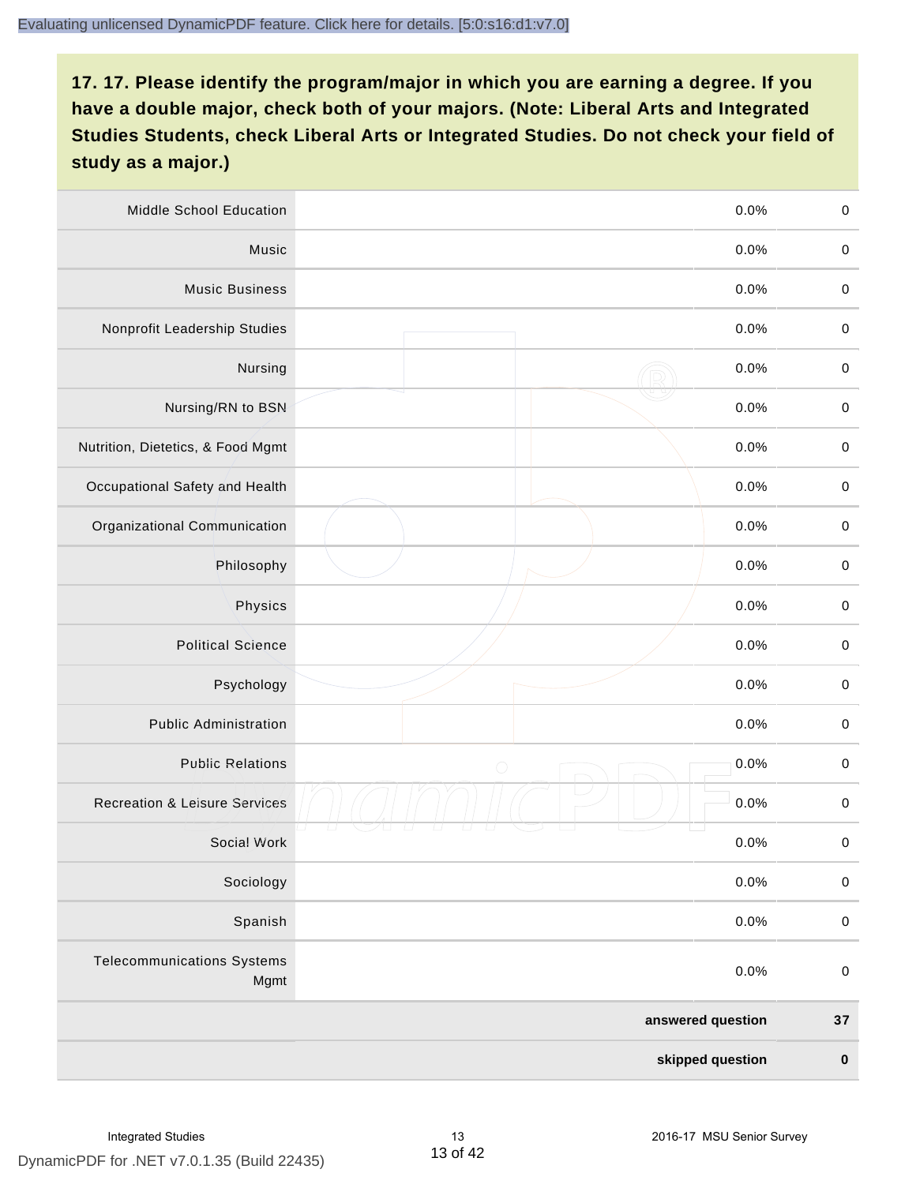## 17. 17. Please identify the program/major in which you are earning a degree. If you have a double major, check both of your majors. (Note: Liberal Arts and Integrated Studies Students, check Liberal Arts or Integrated Studies. Do not check your field of study as a major.)

| | | | |
|---|---|---|---|
| Middle School Education | | 0.0% | 0 |
| Music | | 0.0% | 0 |
| Music Business | | 0.0% | 0 |
| Nonprofit Leadership Studies | | 0.0% | 0 |
| Nursing | | 0.0% | 0 |
| Nursing/RN to BSN | | 0.0% | 0 |
| Nutrition, Dietetics, & Food Mgmt | | 0.0% | 0 |
| Occupational Safety and Health | | 0.0% | 0 |
| Organizational Communication | | 0.0% | 0 |
| Philosophy | | 0.0% | 0 |
| Physics | | 0.0% | 0 |
| Political Science | | 0.0% | 0 |
| Psychology | | 0.0% | 0 |
| Public Administration | | 0.0% | 0 |
| Public Relations | | 0.0% | 0 |
| Recreation & Leisure Services | | 0.0% | 0 |
| Social Work | | 0.0% | 0 |
| Sociology | | 0.0% | 0 |
| Spanish | | 0.0% | 0 |
| Telecommunications Systems Mgmt | | 0.0% | 0 |
| | | **answered question** | **37** |
| | | **skipped question** | **0** |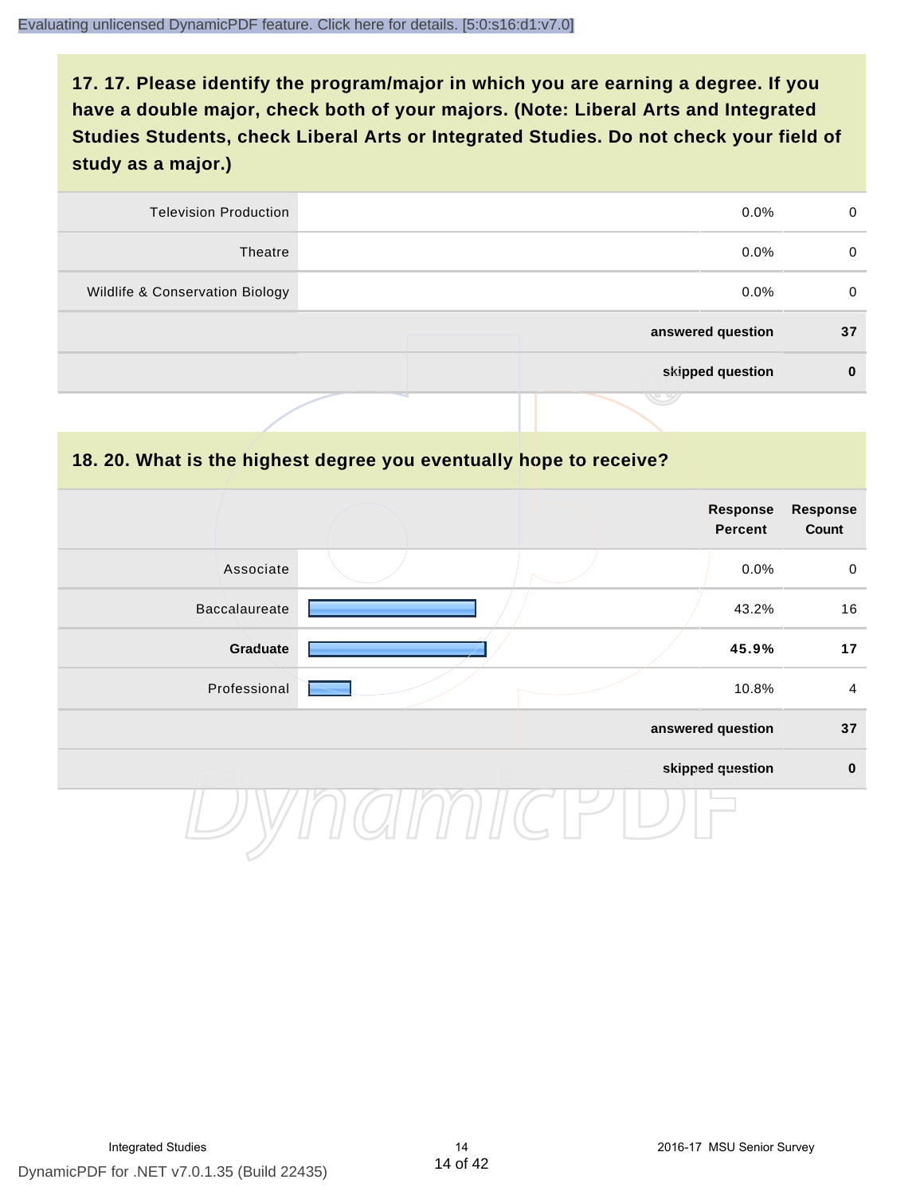## 17. 17. Please identify the program/major in which you are earning a degree. If you have a double major, check both of your majors. (Note: Liberal Arts and Integrated Studies Students, check Liberal Arts or Integrated Studies. Do not check your field of study as a major.)

| | | | |
|---|---|---|---|
| Television Production | | 0.0% | 0 |
| Theatre | | 0.0% | 0 |
| Wildlife & Conservation Biology | | 0.0% | 0 |
| | | **answered question** | **37** |
| | | **skipped question** | **0** |

## 18. 20. What is the highest degree you eventually hope to receive?

| | | Response Percent | Response Count |
|---|---|---|---|
| Associate | | 0.0% | 0 |
| Baccalaureate | | 43.2% | 16 |
| **Graduate** | | **45.9%** | **17** |
| Professional | | 10.8% | 4 |
| | | **answered question** | **37** |
| | | **skipped question** | **0** |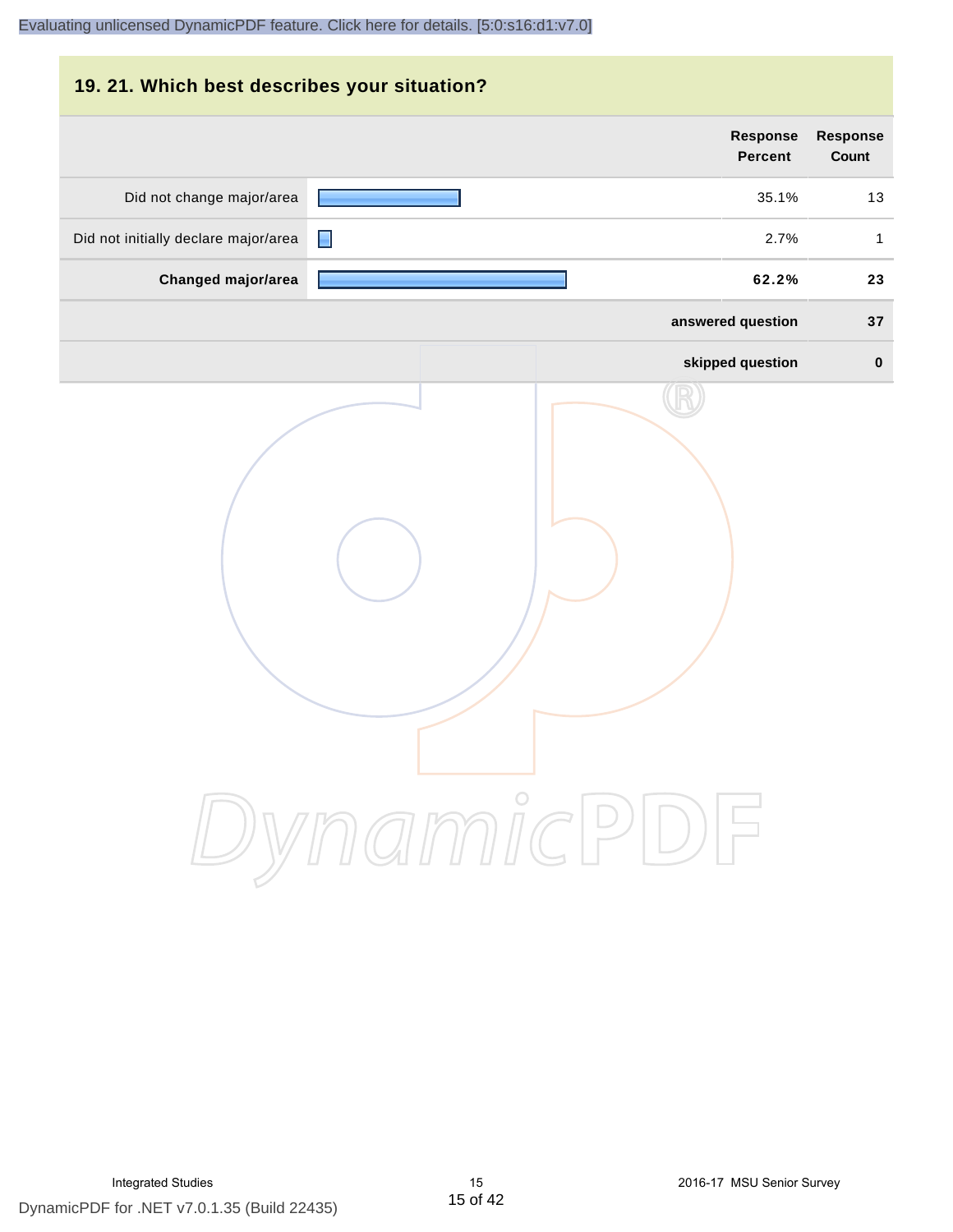## 19. 21. Which best describes your situation?

| | Response Percent | Response Count |
|---|---|---|
| Did not change major/area | 35.1% | 13 |
| Did not initially declare major/area | 2.7% | 1 |
| **Changed major/area** | **62.2%** | **23** |
| | **answered question** | **37** |
| | **skipped question** | **0** |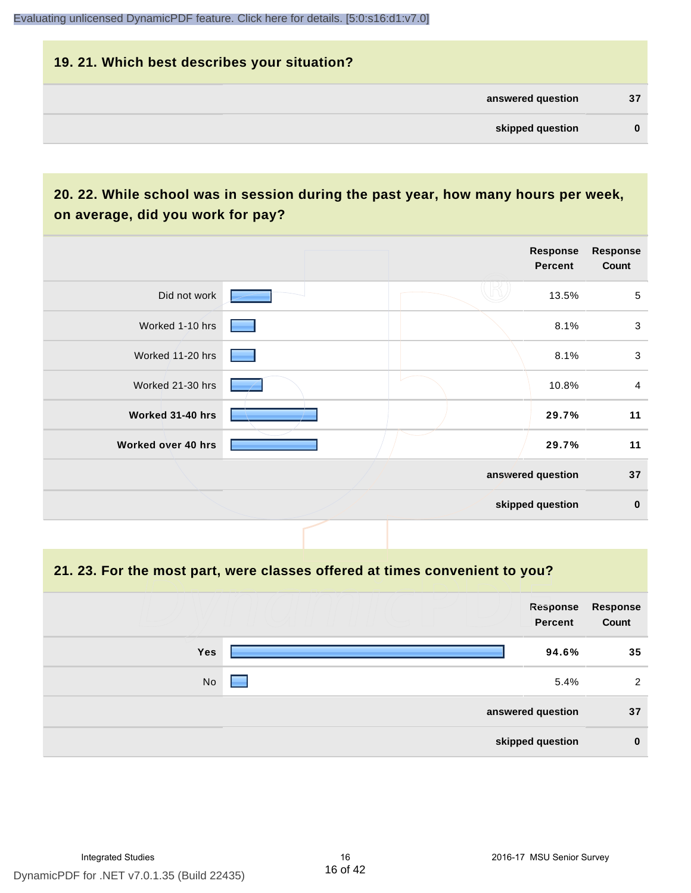## 19. 21. Which best describes your situation?

| | |
|---|---|
| answered question | 37 |
| skipped question | 0 |

## 20. 22. While school was in session during the past year, how many hours per week, on average, did you work for pay?

| | Response Percent | Response Count |
|---|---|---|
| Did not work | 13.5% | 5 |
| Worked 1-10 hrs | 8.1% | 3 |
| Worked 11-20 hrs | 8.1% | 3 |
| Worked 21-30 hrs | 10.8% | 4 |
| **Worked 31-40 hrs** | **29.7%** | **11** |
| **Worked over 40 hrs** | **29.7%** | **11** |
| answered question | | 37 |
| skipped question | | 0 |

## 21. 23. For the most part, were classes offered at times convenient to you?

| | Response Percent | Response Count |
|---|---|---|
| **Yes** | **94.6%** | **35** |
| No | 5.4% | 2 |
| answered question | | 37 |
| skipped question | | 0 |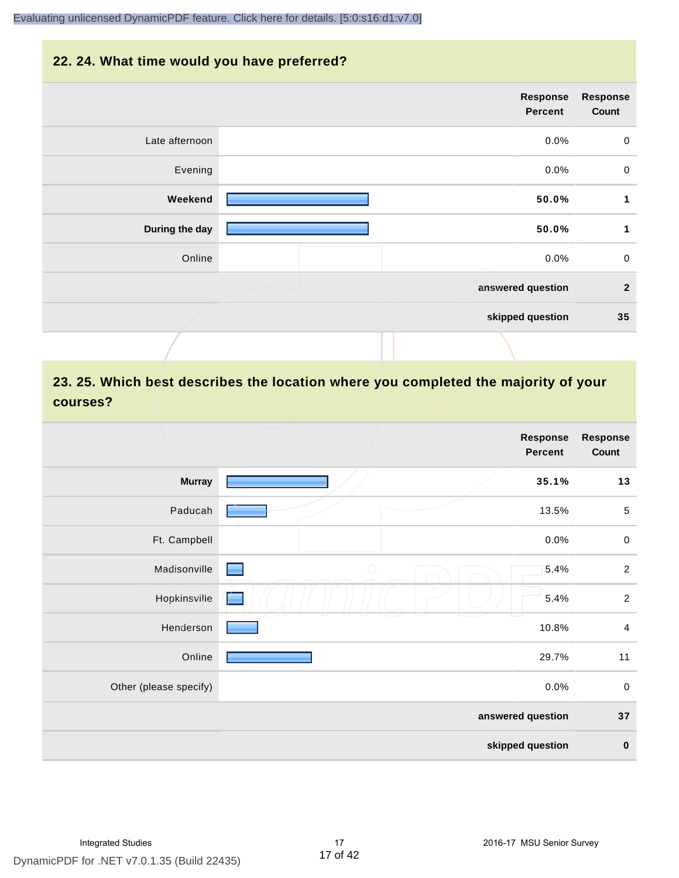## 22. 24. What time would you have preferred?

| | Response Percent | Response Count |
|---|---|---|
| Late afternoon | 0.0% | 0 |
| Evening | 0.0% | 0 |
| **Weekend** | **50.0%** | **1** |
| **During the day** | **50.0%** | **1** |
| Online | 0.0% | 0 |
| answered question | | 2 |
| skipped question | | 35 |

## 23. 25. Which best describes the location where you completed the majority of your courses?

| | Response Percent | Response Count |
|---|---|---|
| **Murray** | **35.1%** | **13** |
| Paducah | 13.5% | 5 |
| Ft. Campbell | 0.0% | 0 |
| Madisonville | 5.4% | 2 |
| Hopkinsville | 5.4% | 2 |
| Henderson | 10.8% | 4 |
| Online | 29.7% | 11 |
| Other (please specify) | 0.0% | 0 |
| answered question | | 37 |
| skipped question | | 0 |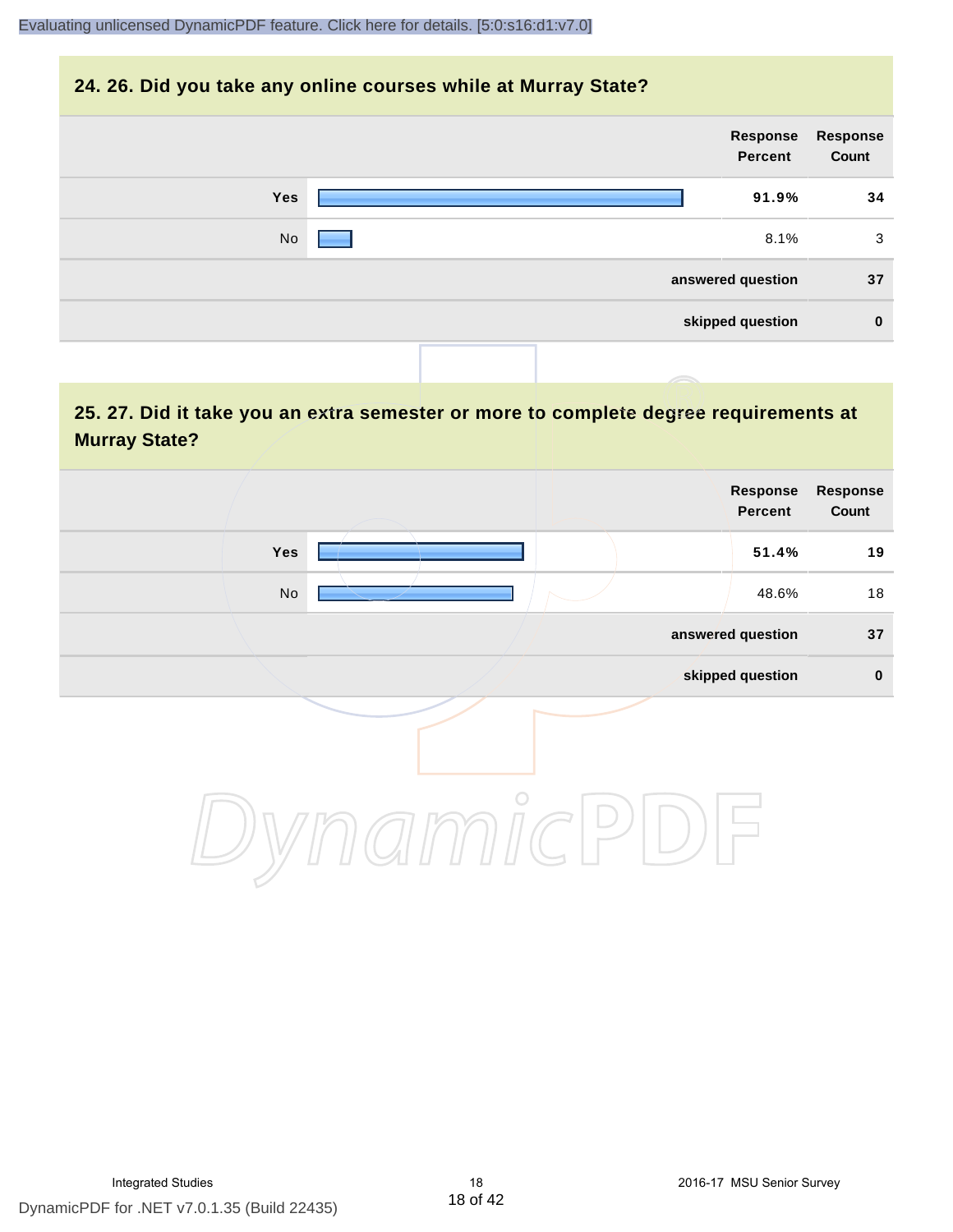## 24. 26. Did you take any online courses while at Murray State?

| | Response Percent | Response Count |
|---|---|---|
| **Yes** | **91.9%** | **34** |
| No | 8.1% | 3 |
| | **answered question** | **37** |
| | **skipped question** | **0** |

## 25. 27. Did it take you an extra semester or more to complete degree requirements at Murray State?

| | Response Percent | Response Count |
|---|---|---|
| **Yes** | **51.4%** | **19** |
| No | 48.6% | 18 |
| | **answered question** | **37** |
| | **skipped question** | **0** |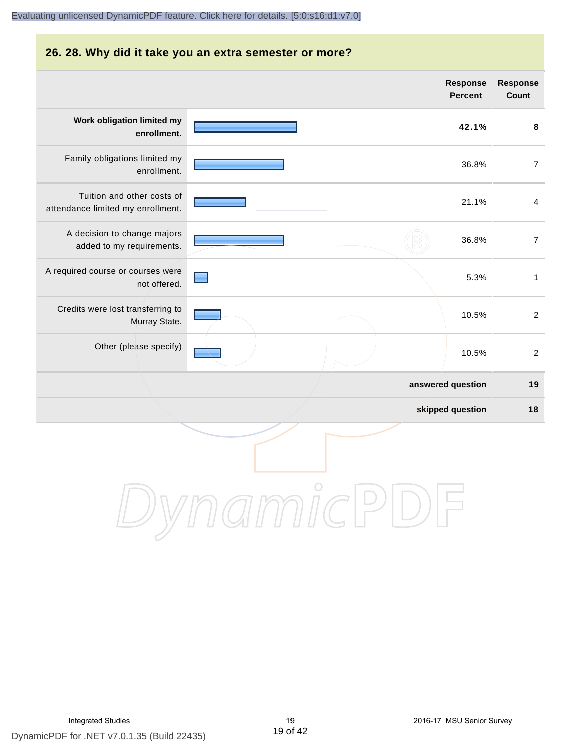## 26. 28. Why did it take you an extra semester or more?

| | Response Percent | Response Count |
|---|---|---|
| **Work obligation limited my enrollment.** | **42.1%** | **8** |
| Family obligations limited my enrollment. | 36.8% | 7 |
| Tuition and other costs of attendance limited my enrollment. | 21.1% | 4 |
| A decision to change majors added to my requirements. | 36.8% | 7 |
| A required course or courses were not offered. | 5.3% | 1 |
| Credits were lost transferring to Murray State. | 10.5% | 2 |
| Other (please specify) | 10.5% | 2 |
| | **answered question** | **19** |
| | **skipped question** | **18** |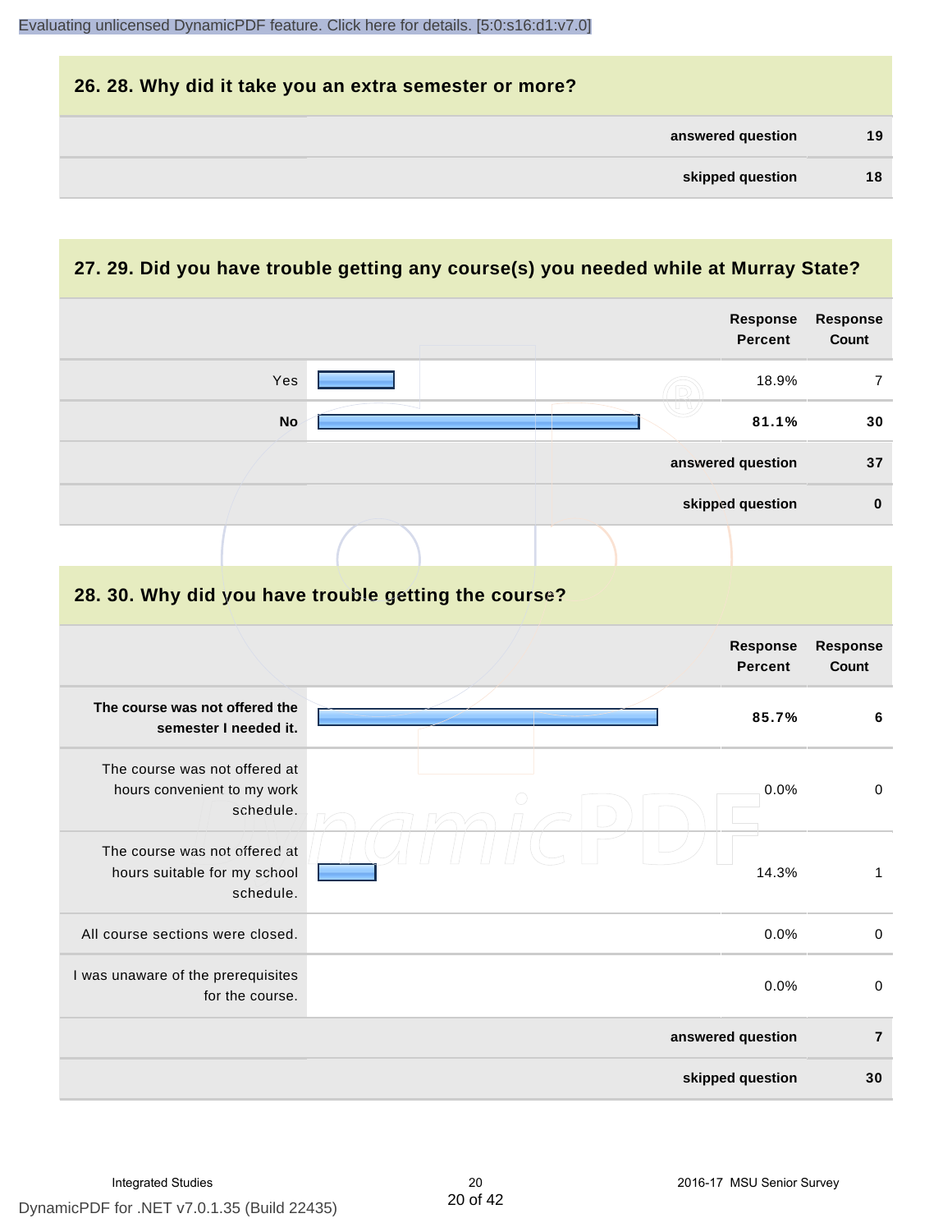## 26. 28. Why did it take you an extra semester or more?

| | |
|---|---|
| answered question | 19 |
| skipped question | 18 |

## 27. 29. Did you have trouble getting any course(s) you needed while at Murray State?

| | Response Percent | Response Count |
|---|---|---|
| Yes | 18.9% | 7 |
| **No** | **81.1%** | **30** |
| answered question | | 37 |
| skipped question | | 0 |

## 28. 30. Why did you have trouble getting the course?

| | Response Percent | Response Count |
|---|---|---|
| **The course was not offered the semester I needed it.** | **85.7%** | **6** |
| The course was not offered at hours convenient to my work schedule. | 0.0% | 0 |
| The course was not offered at hours suitable for my school schedule. | 14.3% | 1 |
| All course sections were closed. | 0.0% | 0 |
| I was unaware of the prerequisites for the course. | 0.0% | 0 |
| answered question | | 7 |
| skipped question | | 30 |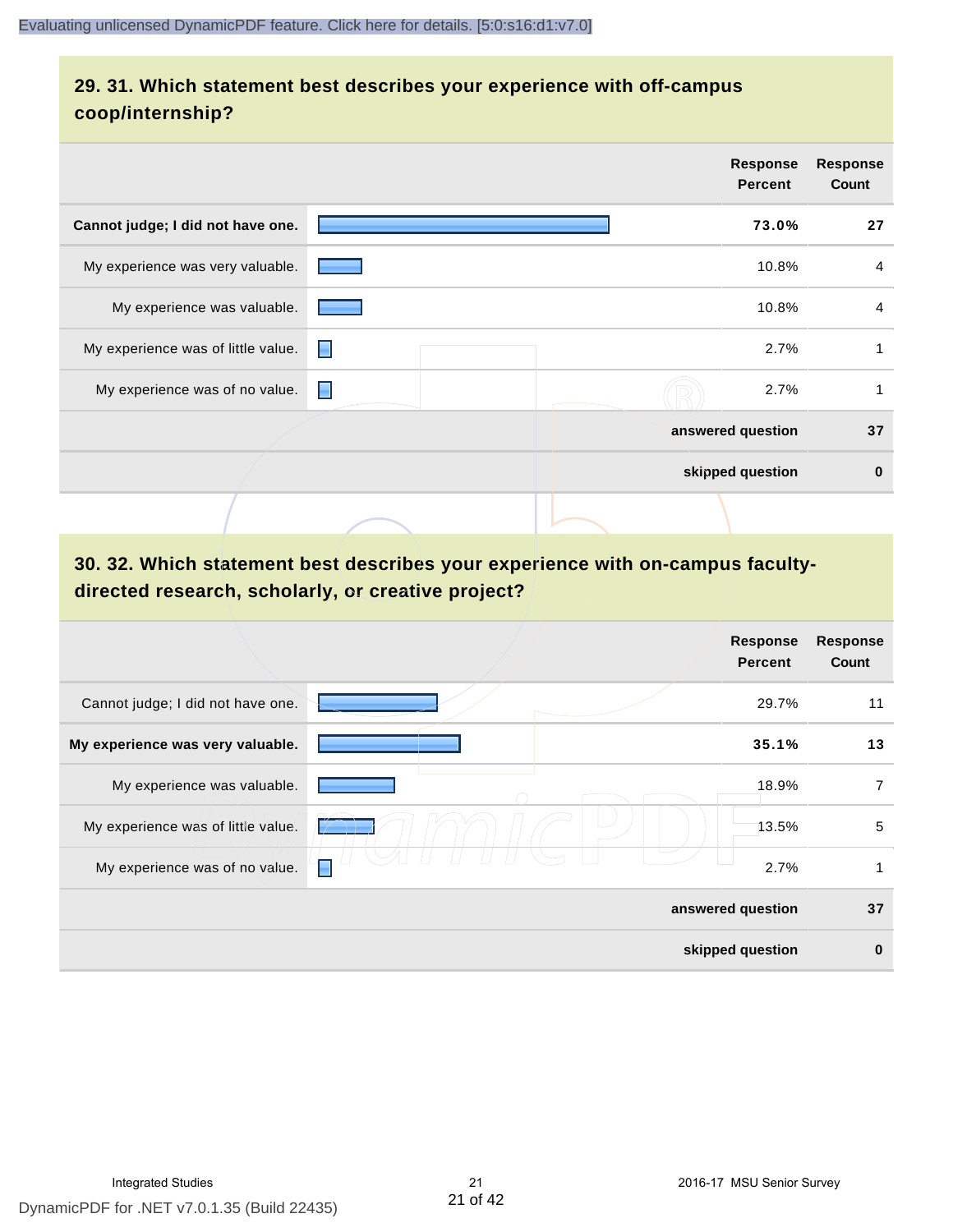## 29. 31. Which statement best describes your experience with off-campus coop/internship?

| | Response Percent | Response Count |
|---|---|---|
| **Cannot judge; I did not have one.** | **73.0%** | **27** |
| My experience was very valuable. | 10.8% | 4 |
| My experience was valuable. | 10.8% | 4 |
| My experience was of little value. | 2.7% | 1 |
| My experience was of no value. | 2.7% | 1 |
| | **answered question** | **37** |
| | **skipped question** | **0** |

## 30. 32. Which statement best describes your experience with on-campus faculty-directed research, scholarly, or creative project?

| | Response Percent | Response Count |
|---|---|---|
| Cannot judge; I did not have one. | 29.7% | 11 |
| **My experience was very valuable.** | **35.1%** | **13** |
| My experience was valuable. | 18.9% | 7 |
| My experience was of little value. | 13.5% | 5 |
| My experience was of no value. | 2.7% | 1 |
| | **answered question** | **37** |
| | **skipped question** | **0** |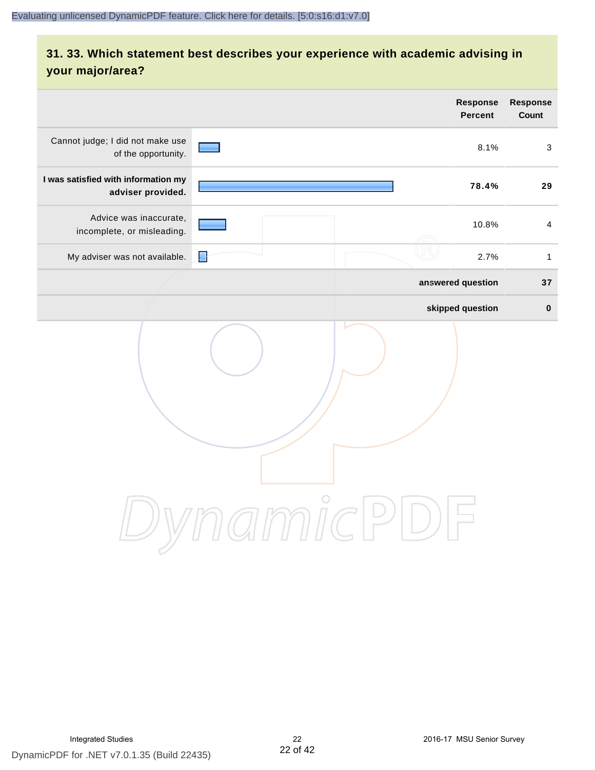## 31. 33. Which statement best describes your experience with academic advising in your major/area?

| | Response Percent | Response Count |
|---|---|---|
| Cannot judge; I did not make use of the opportunity. | 8.1% | 3 |
| **I was satisfied with information my adviser provided.** | **78.4%** | **29** |
| Advice was inaccurate, incomplete, or misleading. | 10.8% | 4 |
| My adviser was not available. | 2.7% | 1 |
| | **answered question** | **37** |
| | **skipped question** | **0** |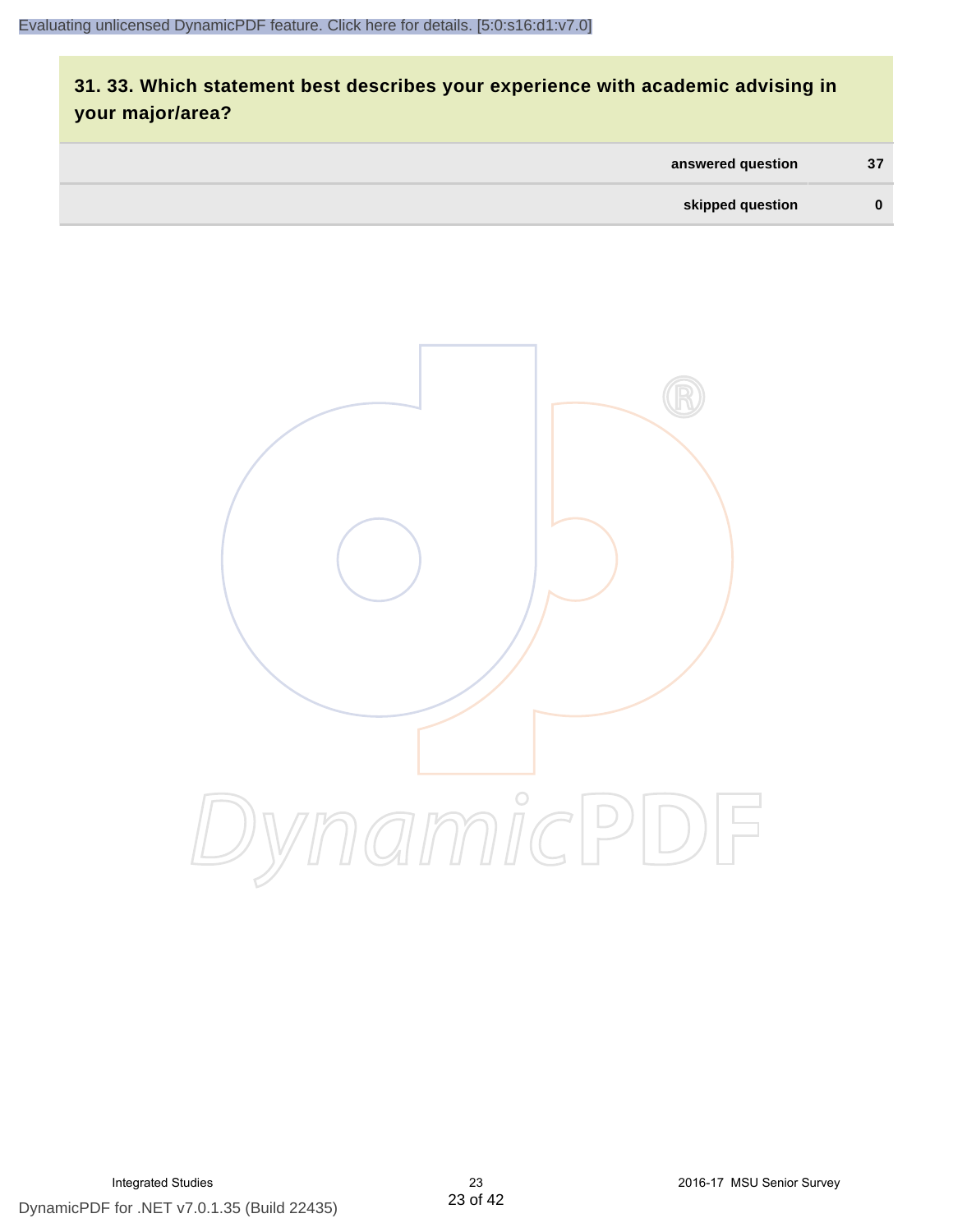## 31. 33. Which statement best describes your experience with academic advising in your major/area?

| | |
|---|---|
| answered question | 37 |
| skipped question | 0 |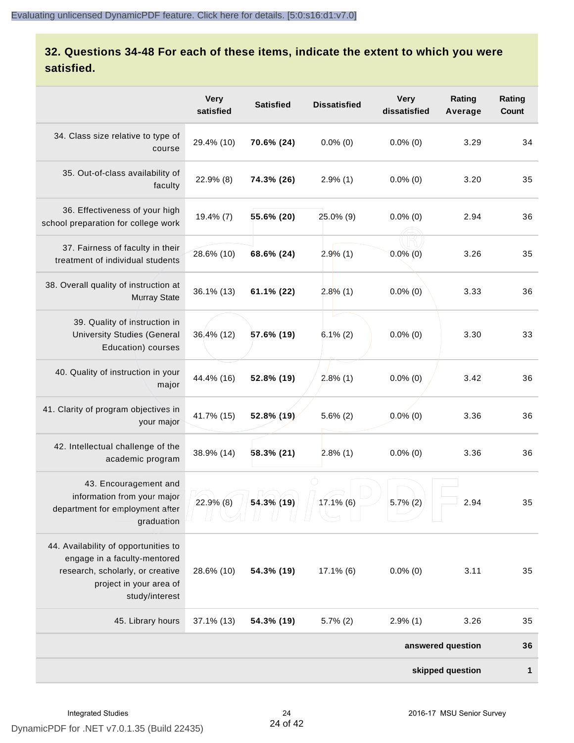## 32. Questions 34-48 For each of these items, indicate the extent to which you were satisfied.

| | Very satisfied | Satisfied | Dissatisfied | Very dissatisfied | Rating Average | Rating Count |
|---|---|---|---|---|---|---|
| 34. Class size relative to type of course | 29.4% (10) | **70.6% (24)** | 0.0% (0) | 0.0% (0) | 3.29 | 34 |
| 35. Out-of-class availability of faculty | 22.9% (8) | **74.3% (26)** | 2.9% (1) | 0.0% (0) | 3.20 | 35 |
| 36. Effectiveness of your high school preparation for college work | 19.4% (7) | **55.6% (20)** | 25.0% (9) | 0.0% (0) | 2.94 | 36 |
| 37. Fairness of faculty in their treatment of individual students | 28.6% (10) | **68.6% (24)** | 2.9% (1) | 0.0% (0) | 3.26 | 35 |
| 38. Overall quality of instruction at Murray State | 36.1% (13) | **61.1% (22)** | 2.8% (1) | 0.0% (0) | 3.33 | 36 |
| 39. Quality of instruction in University Studies (General Education) courses | 36.4% (12) | **57.6% (19)** | 6.1% (2) | 0.0% (0) | 3.30 | 33 |
| 40. Quality of instruction in your major | 44.4% (16) | **52.8% (19)** | 2.8% (1) | 0.0% (0) | 3.42 | 36 |
| 41. Clarity of program objectives in your major | 41.7% (15) | **52.8% (19)** | 5.6% (2) | 0.0% (0) | 3.36 | 36 |
| 42. Intellectual challenge of the academic program | 38.9% (14) | **58.3% (21)** | 2.8% (1) | 0.0% (0) | 3.36 | 36 |
| 43. Encouragement and information from your major department for employment after graduation | 22.9% (8) | **54.3% (19)** | 17.1% (6) | 5.7% (2) | 2.94 | 35 |
| 44. Availability of opportunities to engage in a faculty-mentored research, scholarly, or creative project in your area of study/interest | 28.6% (10) | **54.3% (19)** | 17.1% (6) | 0.0% (0) | 3.11 | 35 |
| 45. Library hours | 37.1% (13) | **54.3% (19)** | 5.7% (2) | 2.9% (1) | 3.26 | 35 |
| | | | | | **answered question** | **36** |
| | | | | | **skipped question** | **1** |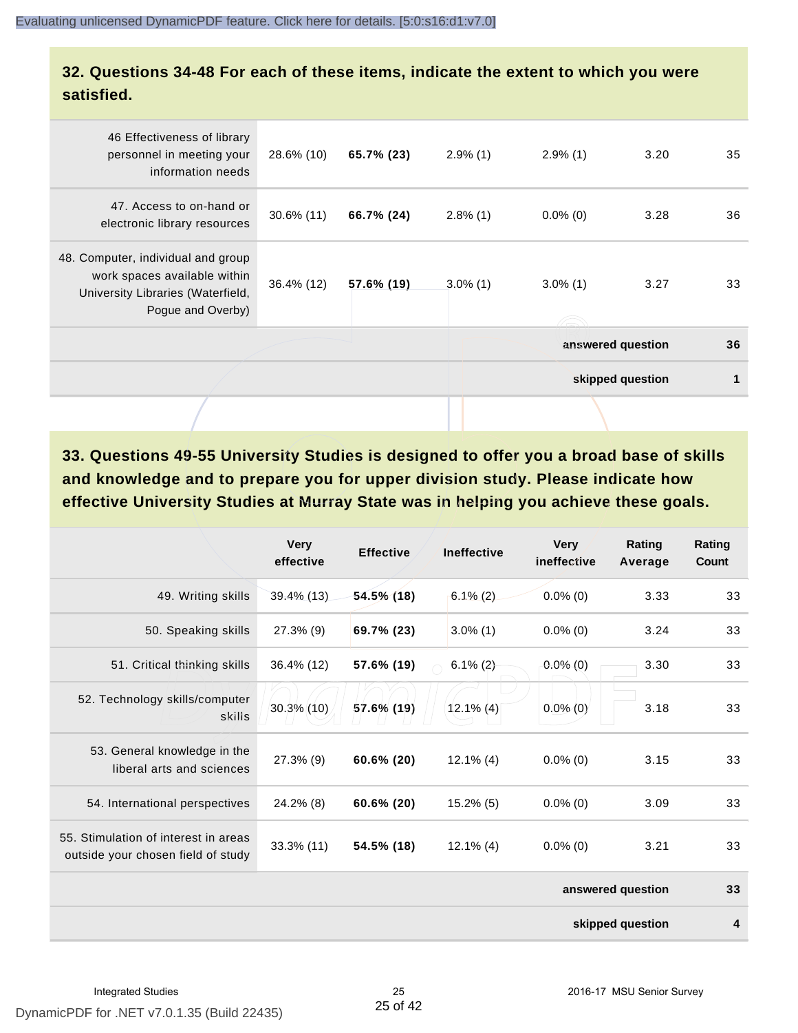## 32. Questions 34-48 For each of these items, indicate the extent to which you were satisfied.

| | | | | | | |
|---|---|---|---|---|---|---|
| 46 Effectiveness of library personnel in meeting your information needs | 28.6% (10) | **65.7% (23)** | 2.9% (1) | 2.9% (1) | 3.20 | 35 |
| 47. Access to on-hand or electronic library resources | 30.6% (11) | **66.7% (24)** | 2.8% (1) | 0.0% (0) | 3.28 | 36 |
| 48. Computer, individual and group work spaces available within University Libraries (Waterfield, Pogue and Overby) | 36.4% (12) | **57.6% (19)** | 3.0% (1) | 3.0% (1) | 3.27 | 33 |
| | | | | | **answered question** | **36** |
| | | | | | **skipped question** | **1** |

## 33. Questions 49-55 University Studies is designed to offer you a broad base of skills and knowledge and to prepare you for upper division study. Please indicate how effective University Studies at Murray State was in helping you achieve these goals.

| | Very effective | Effective | Ineffective | Very ineffective | Rating Average | Rating Count |
|---|---|---|---|---|---|---|
| 49. Writing skills | 39.4% (13) | **54.5% (18)** | 6.1% (2) | 0.0% (0) | 3.33 | 33 |
| 50. Speaking skills | 27.3% (9) | **69.7% (23)** | 3.0% (1) | 0.0% (0) | 3.24 | 33 |
| 51. Critical thinking skills | 36.4% (12) | **57.6% (19)** | 6.1% (2) | 0.0% (0) | 3.30 | 33 |
| 52. Technology skills/computer skills | 30.3% (10) | **57.6% (19)** | 12.1% (4) | 0.0% (0) | 3.18 | 33 |
| 53. General knowledge in the liberal arts and sciences | 27.3% (9) | **60.6% (20)** | 12.1% (4) | 0.0% (0) | 3.15 | 33 |
| 54. International perspectives | 24.2% (8) | **60.6% (20)** | 15.2% (5) | 0.0% (0) | 3.09 | 33 |
| 55. Stimulation of interest in areas outside your chosen field of study | 33.3% (11) | **54.5% (18)** | 12.1% (4) | 0.0% (0) | 3.21 | 33 |
| | | | | | **answered question** | **33** |
| | | | | | **skipped question** | **4** |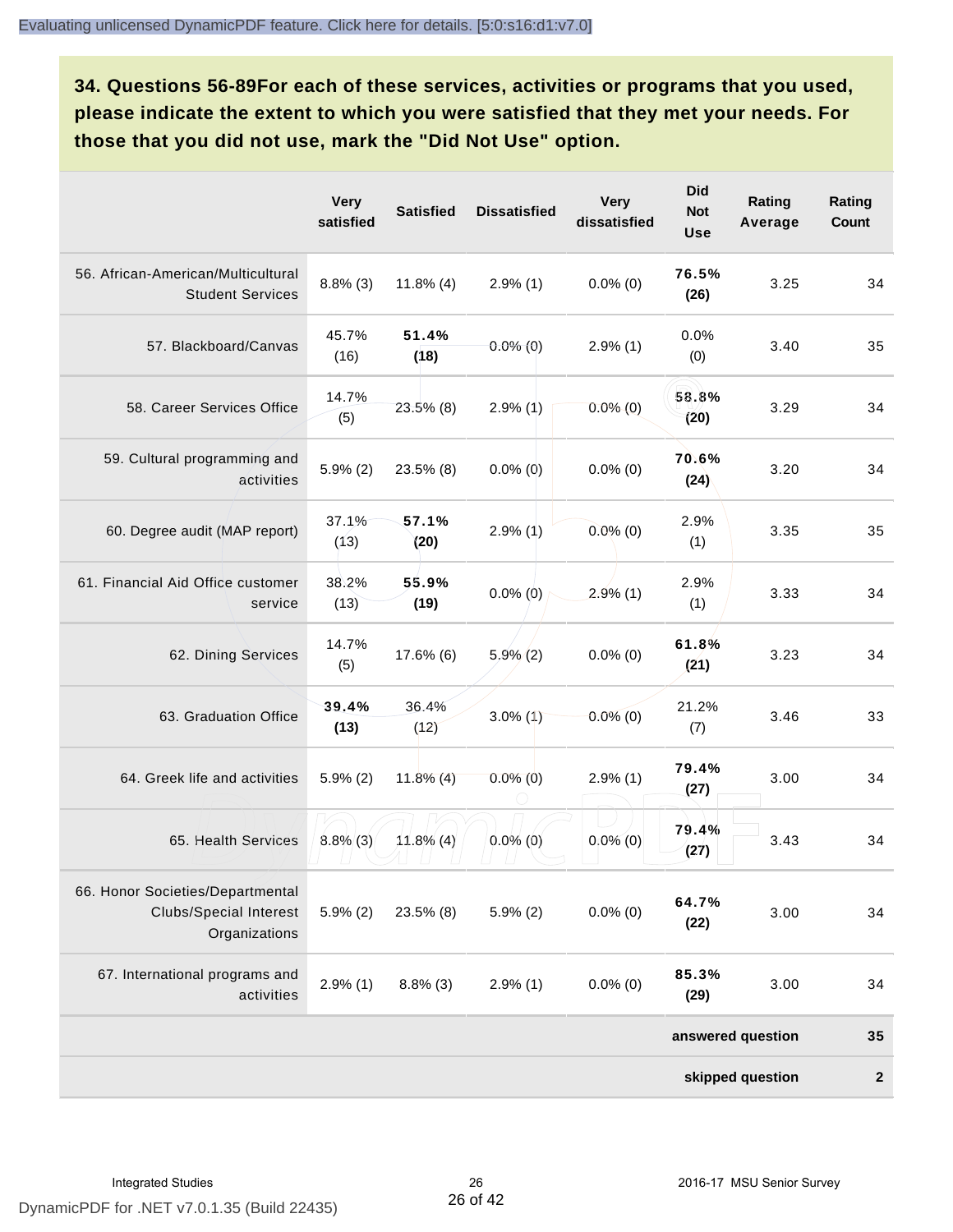**34. Questions 56-89For each of these services, activities or programs that you used, please indicate the extent to which you were satisfied that they met your needs. For those that you did not use, mark the "Did Not Use" option.**

| | Very satisfied | Satisfied | Dissatisfied | Very dissatisfied | Did Not Use | Rating Average | Rating Count |
|---|---|---|---|---|---|---|---|
| 56. African-American/Multicultural Student Services | 8.8% (3) | 11.8% (4) | 2.9% (1) | 0.0% (0) | **76.5% (26)** | 3.25 | 34 |
| 57. Blackboard/Canvas | 45.7% (16) | **51.4% (18)** | 0.0% (0) | 2.9% (1) | 0.0% (0) | 3.40 | 35 |
| 58. Career Services Office | 14.7% (5) | 23.5% (8) | 2.9% (1) | 0.0% (0) | **58.8% (20)** | 3.29 | 34 |
| 59. Cultural programming and activities | 5.9% (2) | 23.5% (8) | 0.0% (0) | 0.0% (0) | **70.6% (24)** | 3.20 | 34 |
| 60. Degree audit (MAP report) | 37.1% (13) | **57.1% (20)** | 2.9% (1) | 0.0% (0) | 2.9% (1) | 3.35 | 35 |
| 61. Financial Aid Office customer service | 38.2% (13) | **55.9% (19)** | 0.0% (0) | 2.9% (1) | 2.9% (1) | 3.33 | 34 |
| 62. Dining Services | 14.7% (5) | 17.6% (6) | 5.9% (2) | 0.0% (0) | **61.8% (21)** | 3.23 | 34 |
| 63. Graduation Office | **39.4% (13)** | 36.4% (12) | 3.0% (1) | 0.0% (0) | 21.2% (7) | 3.46 | 33 |
| 64. Greek life and activities | 5.9% (2) | 11.8% (4) | 0.0% (0) | 2.9% (1) | **79.4% (27)** | 3.00 | 34 |
| 65. Health Services | 8.8% (3) | 11.8% (4) | 0.0% (0) | 0.0% (0) | **79.4% (27)** | 3.43 | 34 |
| 66. Honor Societies/Departmental Clubs/Special Interest Organizations | 5.9% (2) | 23.5% (8) | 5.9% (2) | 0.0% (0) | **64.7% (22)** | 3.00 | 34 |
| 67. International programs and activities | 2.9% (1) | 8.8% (3) | 2.9% (1) | 0.0% (0) | **85.3% (29)** | 3.00 | 34 |
| | | | | | | **answered question** | **35** |
| | | | | | | **skipped question** | **2** |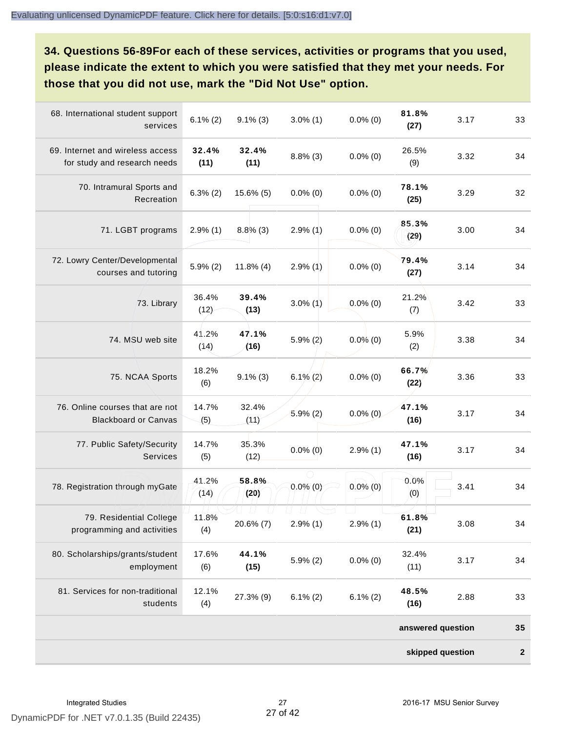**34. Questions 56-89For each of these services, activities or programs that you used, please indicate the extent to which you were satisfied that they met your needs. For those that you did not use, mark the "Did Not Use" option.**

| | | | | | | | |
|---|---|---|---|---|---|---|---|
| 68. International student support services | 6.1% (2) | 9.1% (3) | 3.0% (1) | 0.0% (0) | **81.8% (27)** | 3.17 | 33 |
| 69. Internet and wireless access for study and research needs | **32.4% (11)** | **32.4% (11)** | 8.8% (3) | 0.0% (0) | 26.5% (9) | 3.32 | 34 |
| 70. Intramural Sports and Recreation | 6.3% (2) | 15.6% (5) | 0.0% (0) | 0.0% (0) | **78.1% (25)** | 3.29 | 32 |
| 71. LGBT programs | 2.9% (1) | 8.8% (3) | 2.9% (1) | 0.0% (0) | **85.3% (29)** | 3.00 | 34 |
| 72. Lowry Center/Developmental courses and tutoring | 5.9% (2) | 11.8% (4) | 2.9% (1) | 0.0% (0) | **79.4% (27)** | 3.14 | 34 |
| 73. Library | 36.4% (12) | **39.4% (13)** | 3.0% (1) | 0.0% (0) | 21.2% (7) | 3.42 | 33 |
| 74. MSU web site | 41.2% (14) | **47.1% (16)** | 5.9% (2) | 0.0% (0) | 5.9% (2) | 3.38 | 34 |
| 75. NCAA Sports | 18.2% (6) | 9.1% (3) | 6.1% (2) | 0.0% (0) | **66.7% (22)** | 3.36 | 33 |
| 76. Online courses that are not Blackboard or Canvas | 14.7% (5) | 32.4% (11) | 5.9% (2) | 0.0% (0) | **47.1% (16)** | 3.17 | 34 |
| 77. Public Safety/Security Services | 14.7% (5) | 35.3% (12) | 0.0% (0) | 2.9% (1) | **47.1% (16)** | 3.17 | 34 |
| 78. Registration through myGate | 41.2% (14) | **58.8% (20)** | 0.0% (0) | 0.0% (0) | 0.0% (0) | 3.41 | 34 |
| 79. Residential College programming and activities | 11.8% (4) | 20.6% (7) | 2.9% (1) | 2.9% (1) | **61.8% (21)** | 3.08 | 34 |
| 80. Scholarships/grants/student employment | 17.6% (6) | **44.1% (15)** | 5.9% (2) | 0.0% (0) | 32.4% (11) | 3.17 | 34 |
| 81. Services for non-traditional students | 12.1% (4) | 27.3% (9) | 6.1% (2) | 6.1% (2) | **48.5% (16)** | 2.88 | 33 |
| | | | | | | **answered question** | **35** |
| | | | | | | **skipped question** | **2** |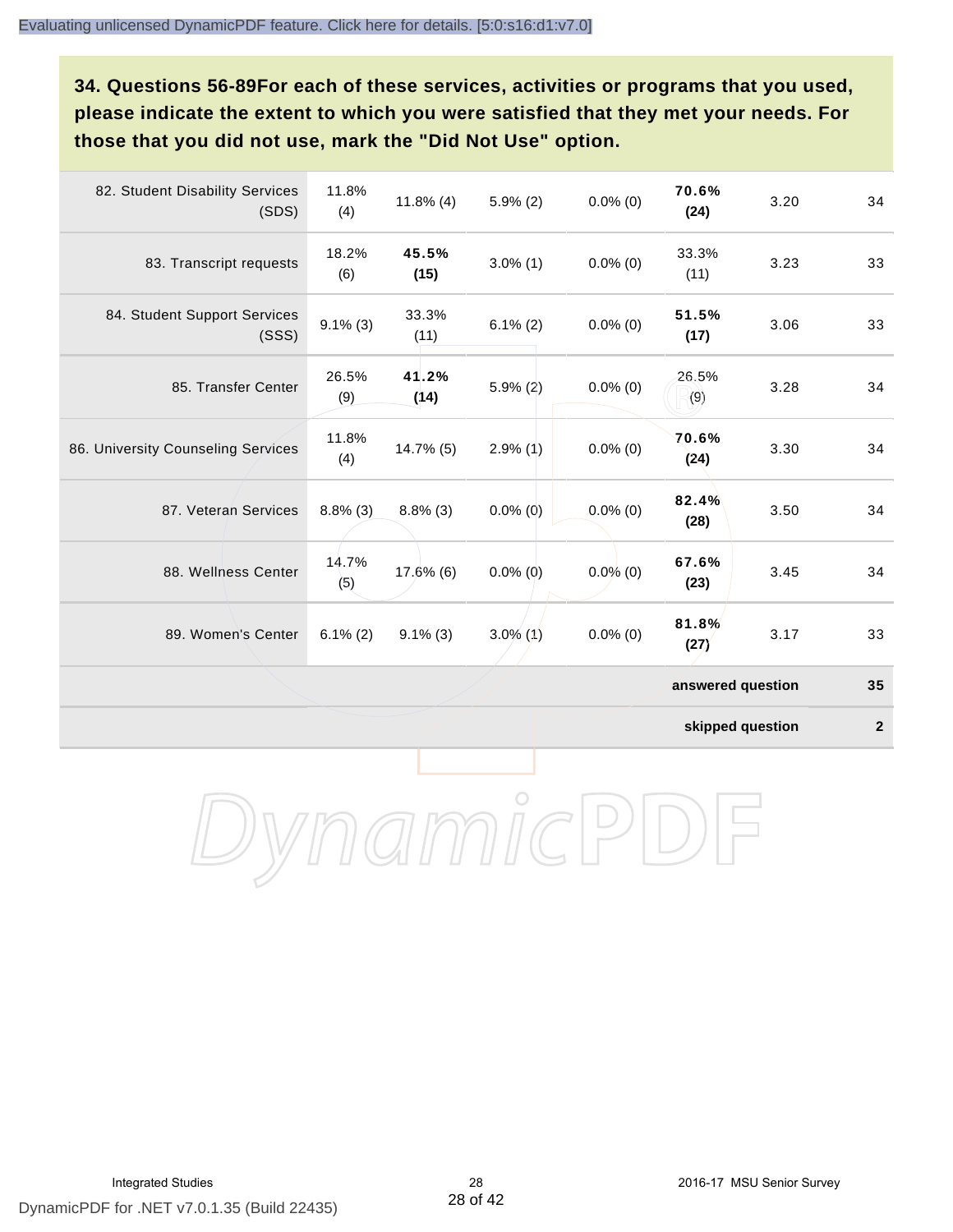**34. Questions 56-89For each of these services, activities or programs that you used, please indicate the extent to which you were satisfied that they met your needs. For those that you did not use, mark the "Did Not Use" option.**

| | | | | | | | |
|---|---|---|---|---|---|---|---|
| 82. Student Disability Services (SDS) | 11.8% (4) | 11.8% (4) | 5.9% (2) | 0.0% (0) | **70.6% (24)** | 3.20 | 34 |
| 83. Transcript requests | 18.2% (6) | **45.5% (15)** | 3.0% (1) | 0.0% (0) | 33.3% (11) | 3.23 | 33 |
| 84. Student Support Services (SSS) | 9.1% (3) | 33.3% (11) | 6.1% (2) | 0.0% (0) | **51.5% (17)** | 3.06 | 33 |
| 85. Transfer Center | 26.5% (9) | **41.2% (14)** | 5.9% (2) | 0.0% (0) | 26.5% (9) | 3.28 | 34 |
| 86. University Counseling Services | 11.8% (4) | 14.7% (5) | 2.9% (1) | 0.0% (0) | **70.6% (24)** | 3.30 | 34 |
| 87. Veteran Services | 8.8% (3) | 8.8% (3) | 0.0% (0) | 0.0% (0) | **82.4% (28)** | 3.50 | 34 |
| 88. Wellness Center | 14.7% (5) | 17.6% (6) | 0.0% (0) | 0.0% (0) | **67.6% (23)** | 3.45 | 34 |
| 89. Women's Center | 6.1% (2) | 9.1% (3) | 3.0% (1) | 0.0% (0) | **81.8% (27)** | 3.17 | 33 |
| | | | | | | **answered question** | **35** |
| | | | | | | **skipped question** | **2** |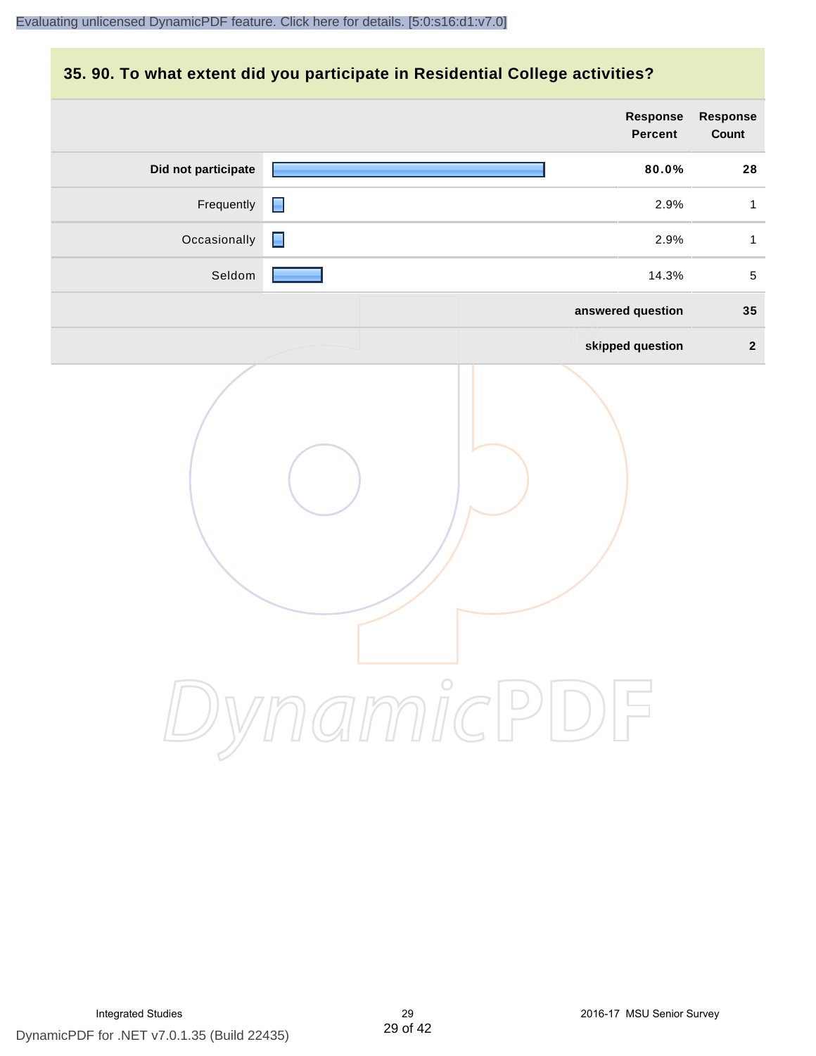## 35. 90. To what extent did you participate in Residential College activities?

| | Response Percent | Response Count |
|---|---|---|
| **Did not participate** | **80.0%** | **28** |
| Frequently | 2.9% | 1 |
| Occasionally | 2.9% | 1 |
| Seldom | 14.3% | 5 |
| | **answered question** | **35** |
| | **skipped question** | **2** |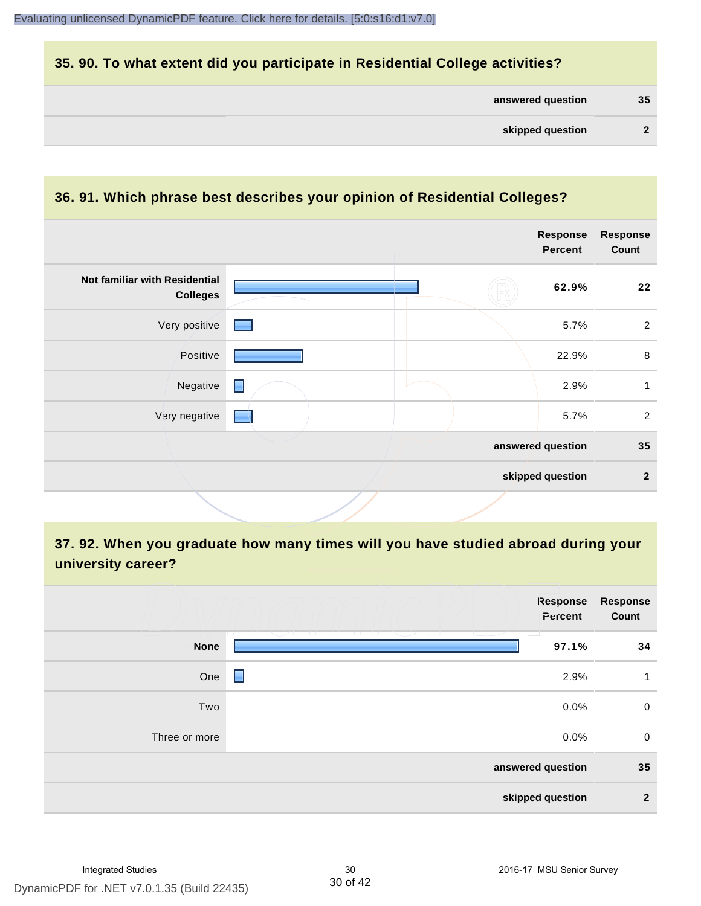## 35. 90. To what extent did you participate in Residential College activities?

| | |
|---|---|
| **answered question** | **35** |
| **skipped question** | **2** |

## 36. 91. Which phrase best describes your opinion of Residential Colleges?

| | Response Percent | Response Count |
|---|---|---|
| **Not familiar with Residential Colleges** | **62.9%** | **22** |
| Very positive | 5.7% | 2 |
| Positive | 22.9% | 8 |
| Negative | 2.9% | 1 |
| Very negative | 5.7% | 2 |
| **answered question** | | **35** |
| **skipped question** | | **2** |

## 37. 92. When you graduate how many times will you have studied abroad during your university career?

| | Response Percent | Response Count |
|---|---|---|
| **None** | **97.1%** | **34** |
| One | 2.9% | 1 |
| Two | 0.0% | 0 |
| Three or more | 0.0% | 0 |
| **answered question** | | **35** |
| **skipped question** | | **2** |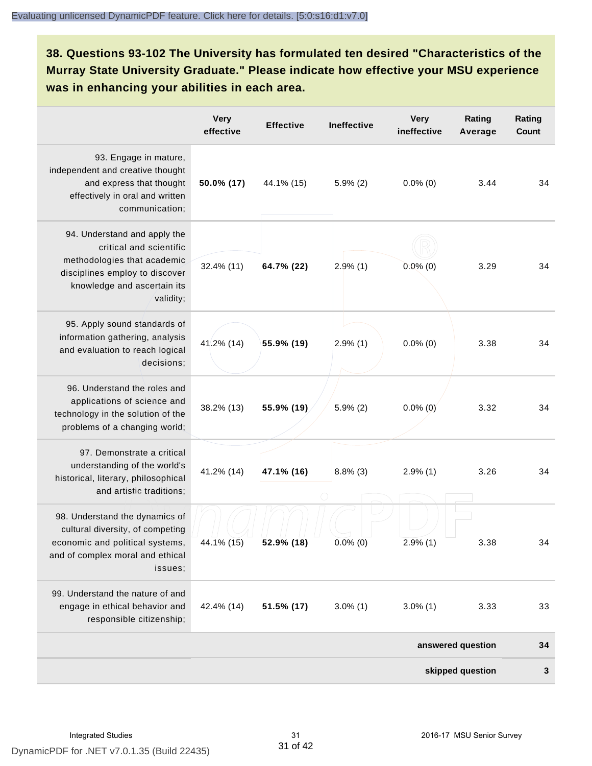**38. Questions 93-102 The University has formulated ten desired "Characteristics of the Murray State University Graduate." Please indicate how effective your MSU experience was in enhancing your abilities in each area.**

| | Very effective | Effective | Ineffective | Very ineffective | Rating Average | Rating Count |
|---|---|---|---|---|---|---|
| 93. Engage in mature, independent and creative thought and express that thought effectively in oral and written communication; | **50.0% (17)** | 44.1% (15) | 5.9% (2) | 0.0% (0) | 3.44 | 34 |
| 94. Understand and apply the critical and scientific methodologies that academic disciplines employ to discover knowledge and ascertain its validity; | 32.4% (11) | **64.7% (22)** | 2.9% (1) | 0.0% (0) | 3.29 | 34 |
| 95. Apply sound standards of information gathering, analysis and evaluation to reach logical decisions; | 41.2% (14) | **55.9% (19)** | 2.9% (1) | 0.0% (0) | 3.38 | 34 |
| 96. Understand the roles and applications of science and technology in the solution of the problems of a changing world; | 38.2% (13) | **55.9% (19)** | 5.9% (2) | 0.0% (0) | 3.32 | 34 |
| 97. Demonstrate a critical understanding of the world's historical, literary, philosophical and artistic traditions; | 41.2% (14) | **47.1% (16)** | 8.8% (3) | 2.9% (1) | 3.26 | 34 |
| 98. Understand the dynamics of cultural diversity, of competing economic and political systems, and of complex moral and ethical issues; | 44.1% (15) | **52.9% (18)** | 0.0% (0) | 2.9% (1) | 3.38 | 34 |
| 99. Understand the nature of and engage in ethical behavior and responsible citizenship; | 42.4% (14) | **51.5% (17)** | 3.0% (1) | 3.0% (1) | 3.33 | 33 |
| | | | | | **answered question** | **34** |
| | | | | | **skipped question** | **3** |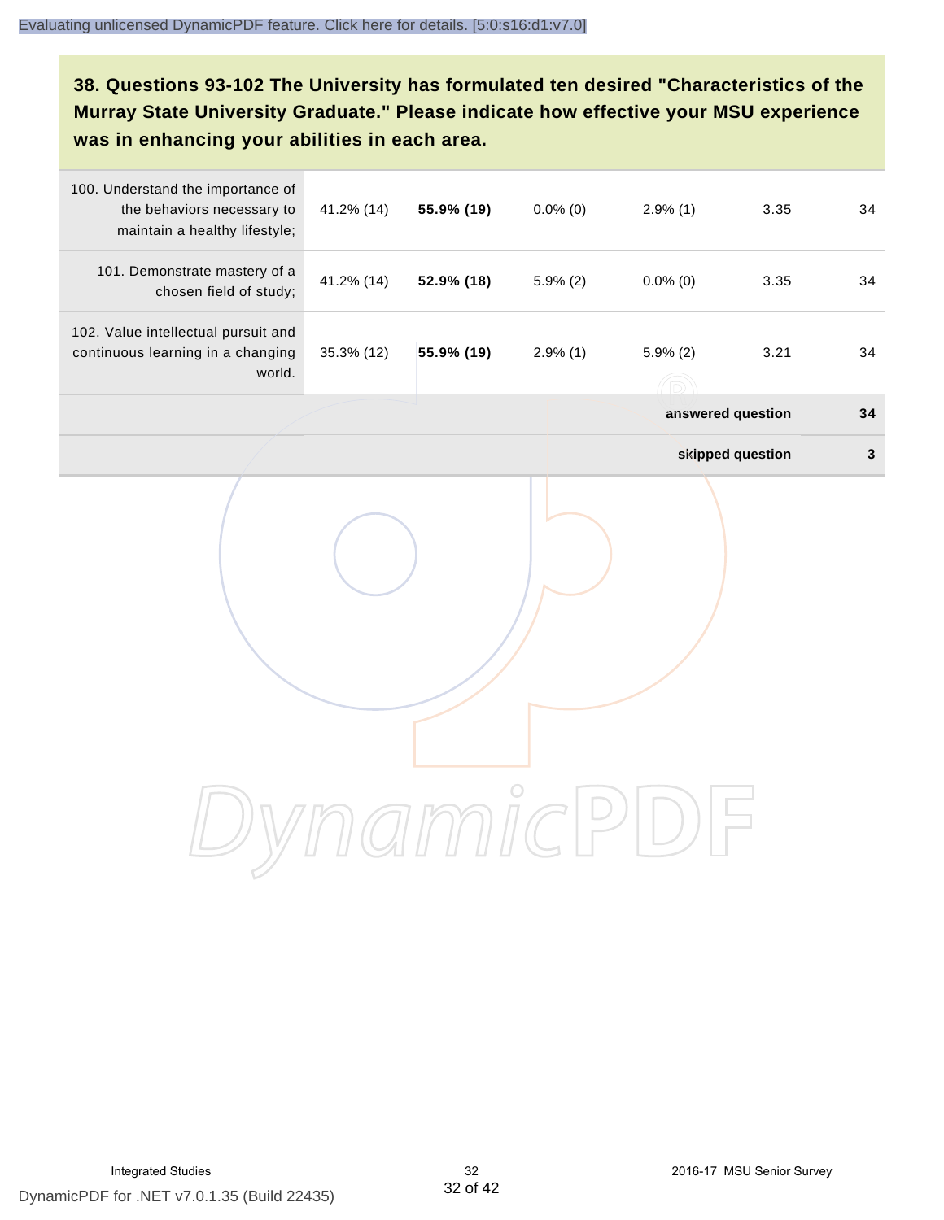### 38. Questions 93-102 The University has formulated ten desired "Characteristics of the Murray State University Graduate." Please indicate how effective your MSU experience was in enhancing your abilities in each area.

| | | | | | | |
|---|---|---|---|---|---|---|
| 100. Understand the importance of the behaviors necessary to maintain a healthy lifestyle; | 41.2% (14) | **55.9% (19)** | 0.0% (0) | 2.9% (1) | 3.35 | 34 |
| 101. Demonstrate mastery of a chosen field of study; | 41.2% (14) | **52.9% (18)** | 5.9% (2) | 0.0% (0) | 3.35 | 34 |
| 102. Value intellectual pursuit and continuous learning in a changing world. | 35.3% (12) | **55.9% (19)** | 2.9% (1) | 5.9% (2) | 3.21 | 34 |
| | | | | | **answered question** | **34** |
| | | | | | **skipped question** | **3** |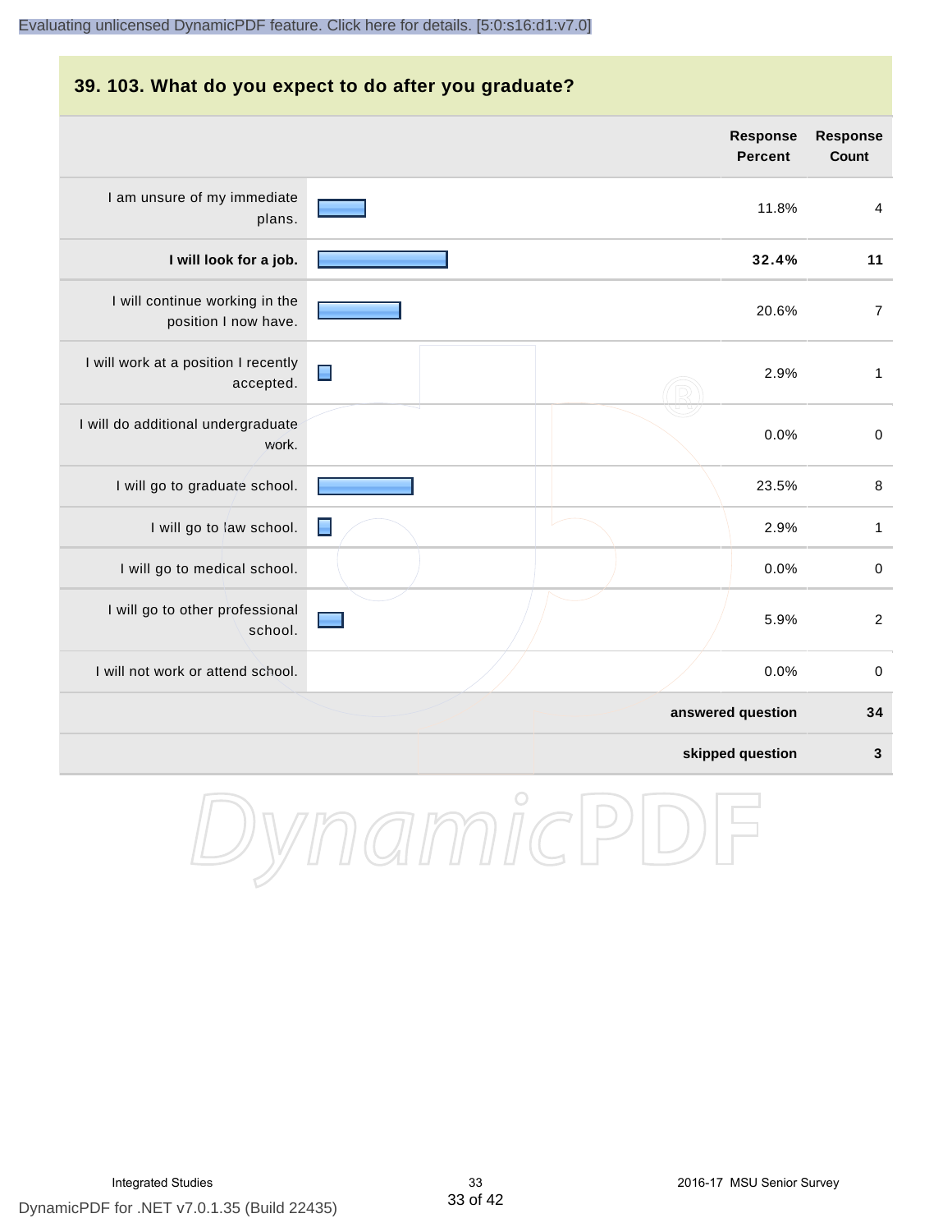## 39. 103. What do you expect to do after you graduate?

| | Response Percent | Response Count |
|---|---|---|
| I am unsure of my immediate plans. | 11.8% | 4 |
| **I will look for a job.** | **32.4%** | **11** |
| I will continue working in the position I now have. | 20.6% | 7 |
| I will work at a position I recently accepted. | 2.9% | 1 |
| I will do additional undergraduate work. | 0.0% | 0 |
| I will go to graduate school. | 23.5% | 8 |
| I will go to law school. | 2.9% | 1 |
| I will go to medical school. | 0.0% | 0 |
| I will go to other professional school. | 5.9% | 2 |
| I will not work or attend school. | 0.0% | 0 |
| | **answered question** | **34** |
| | **skipped question** | **3** |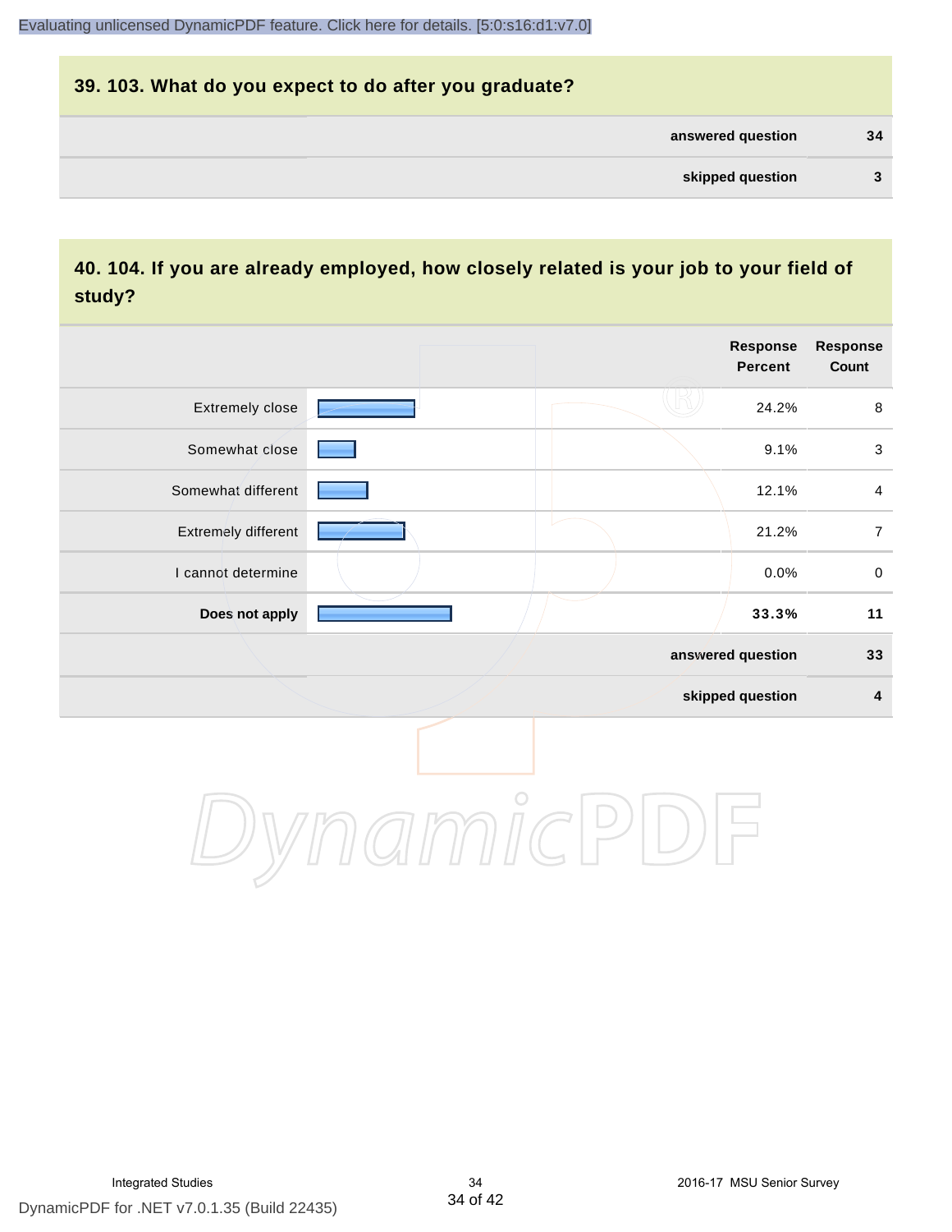## 39. 103. What do you expect to do after you graduate?

| | |
|---|---|
| answered question | 34 |
| skipped question | 3 |

## 40. 104. If you are already employed, how closely related is your job to your field of study?

| | Response Percent | Response Count |
|---|---|---|
| Extremely close | 24.2% | 8 |
| Somewhat close | 9.1% | 3 |
| Somewhat different | 12.1% | 4 |
| Extremely different | 21.2% | 7 |
| I cannot determine | 0.0% | 0 |
| **Does not apply** | **33.3%** | **11** |
| answered question | | 33 |
| skipped question | | 4 |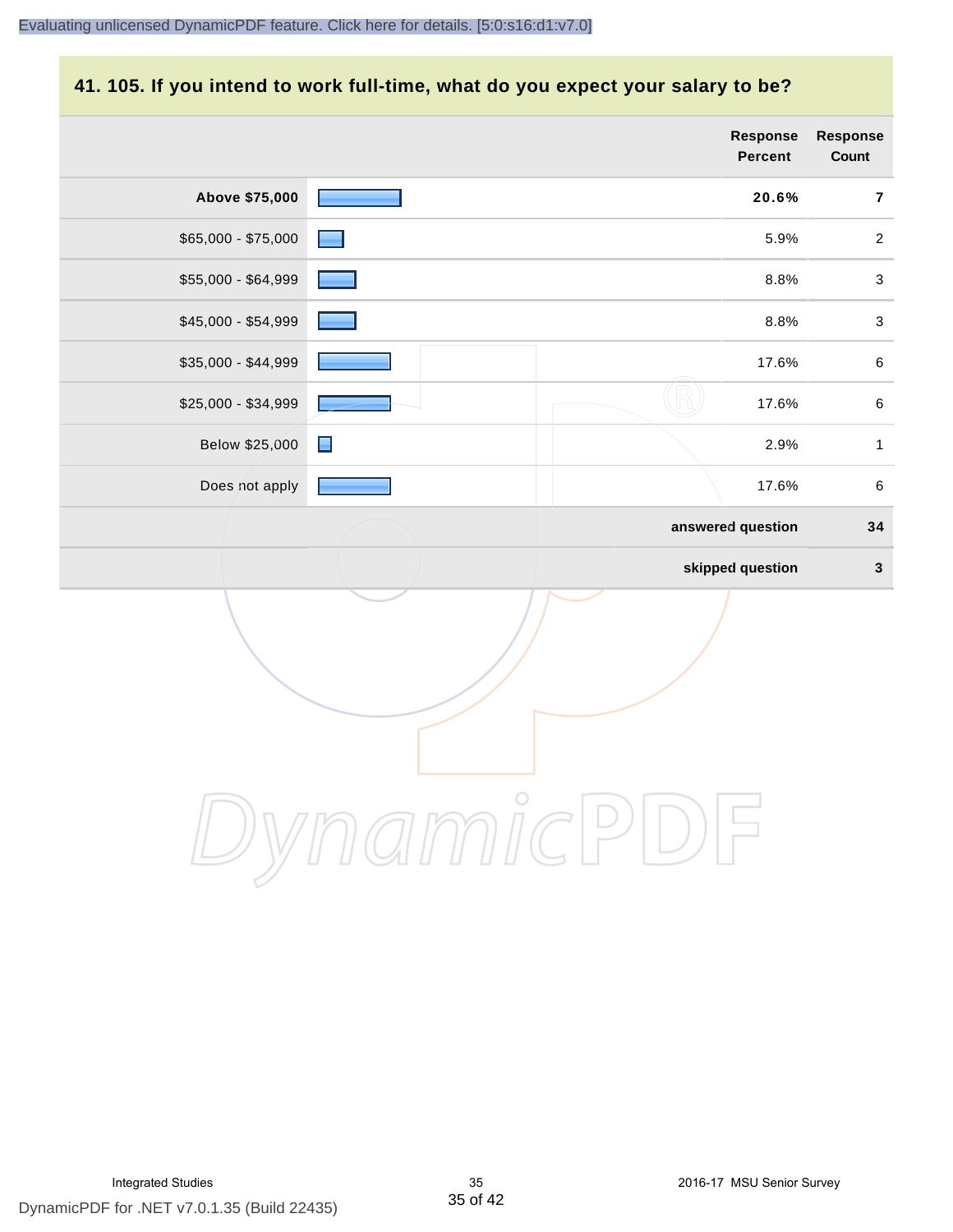## 41. 105. If you intend to work full-time, what do you expect your salary to be?

| | Response Percent | Response Count |
|---|---|---|
| **Above $75,000** | **20.6%** | **7** |
| $65,000 - $75,000 | 5.9% | 2 |
| $55,000 - $64,999 | 8.8% | 3 |
| $45,000 - $54,999 | 8.8% | 3 |
| $35,000 - $44,999 | 17.6% | 6 |
| $25,000 - $34,999 | 17.6% | 6 |
| Below $25,000 | 2.9% | 1 |
| Does not apply | 17.6% | 6 |
| | **answered question** | **34** |
| | **skipped question** | **3** |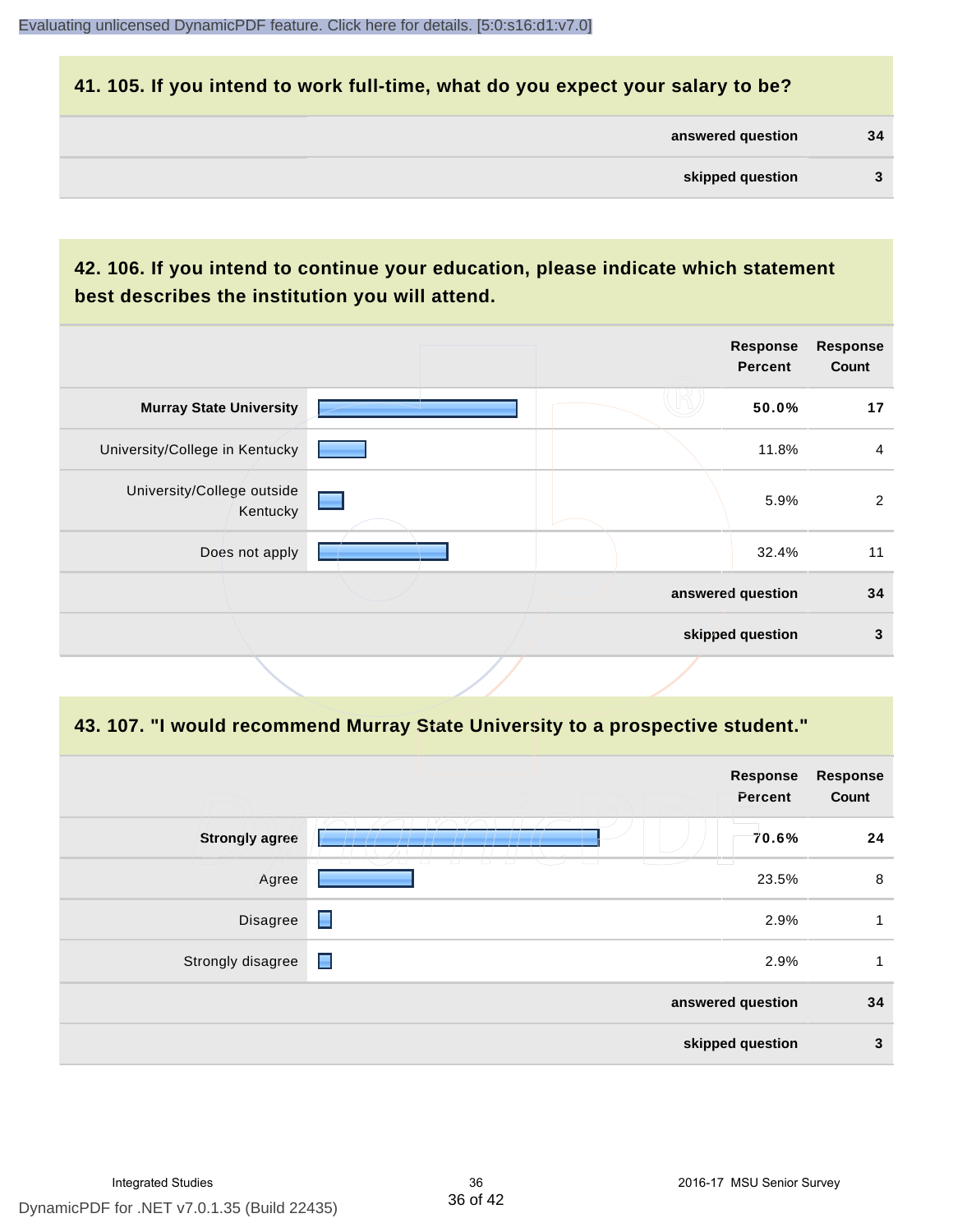## 41. 105. If you intend to work full-time, what do you expect your salary to be?

| | |
|---|---|
| answered question | 34 |
| skipped question | 3 |

## 42. 106. If you intend to continue your education, please indicate which statement best describes the institution you will attend.

| | Response Percent | Response Count |
|---|---|---|
| **Murray State University** | **50.0%** | **17** |
| University/College in Kentucky | 11.8% | 4 |
| University/College outside Kentucky | 5.9% | 2 |
| Does not apply | 32.4% | 11 |
| answered question | | 34 |
| skipped question | | 3 |

## 43. 107. "I would recommend Murray State University to a prospective student."

| | Response Percent | Response Count |
|---|---|---|
| **Strongly agree** | **70.6%** | **24** |
| Agree | 23.5% | 8 |
| Disagree | 2.9% | 1 |
| Strongly disagree | 2.9% | 1 |
| answered question | | 34 |
| skipped question | | 3 |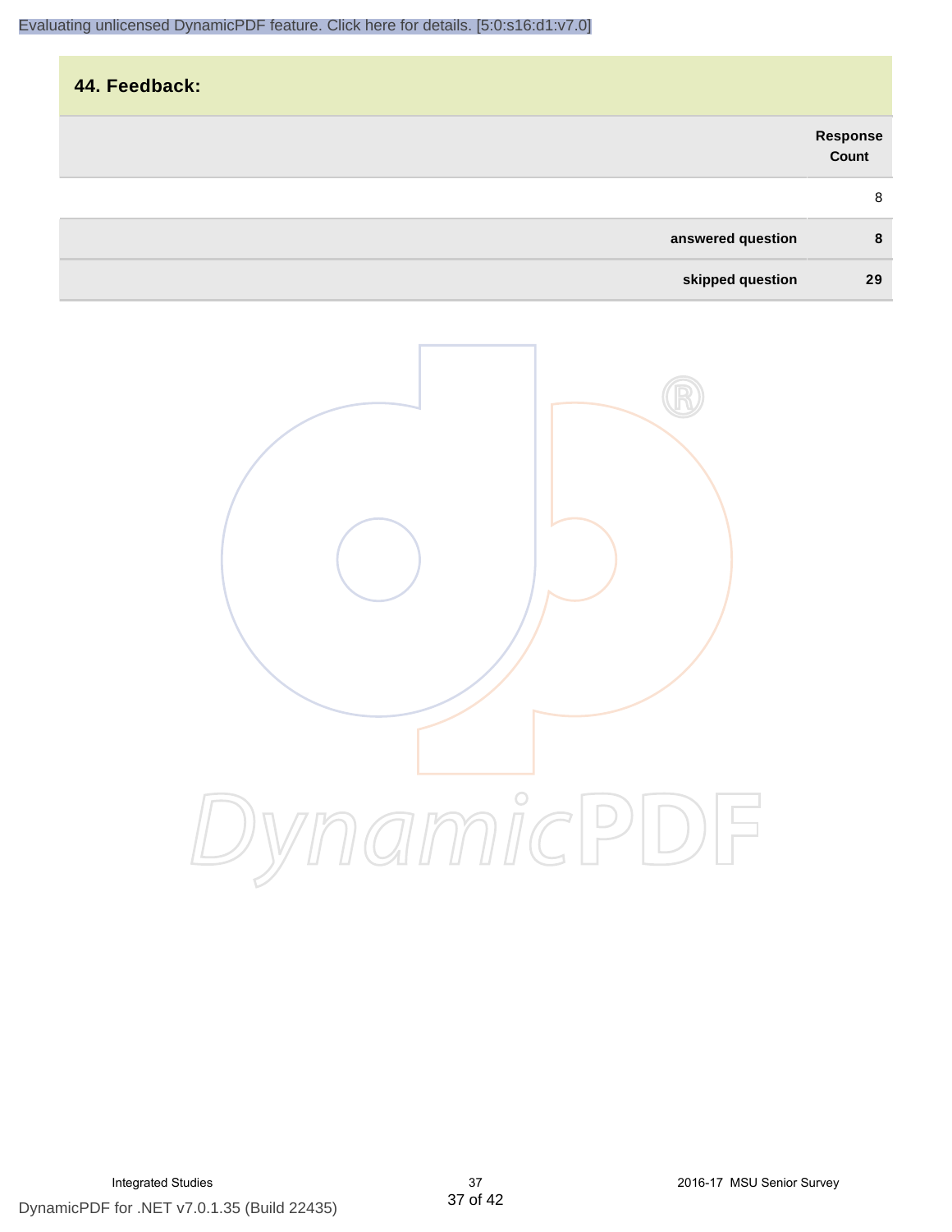## 44. Feedback:

| | Response Count |
|---|---|
| | 8 |
| **answered question** | **8** |
| **skipped question** | **29** |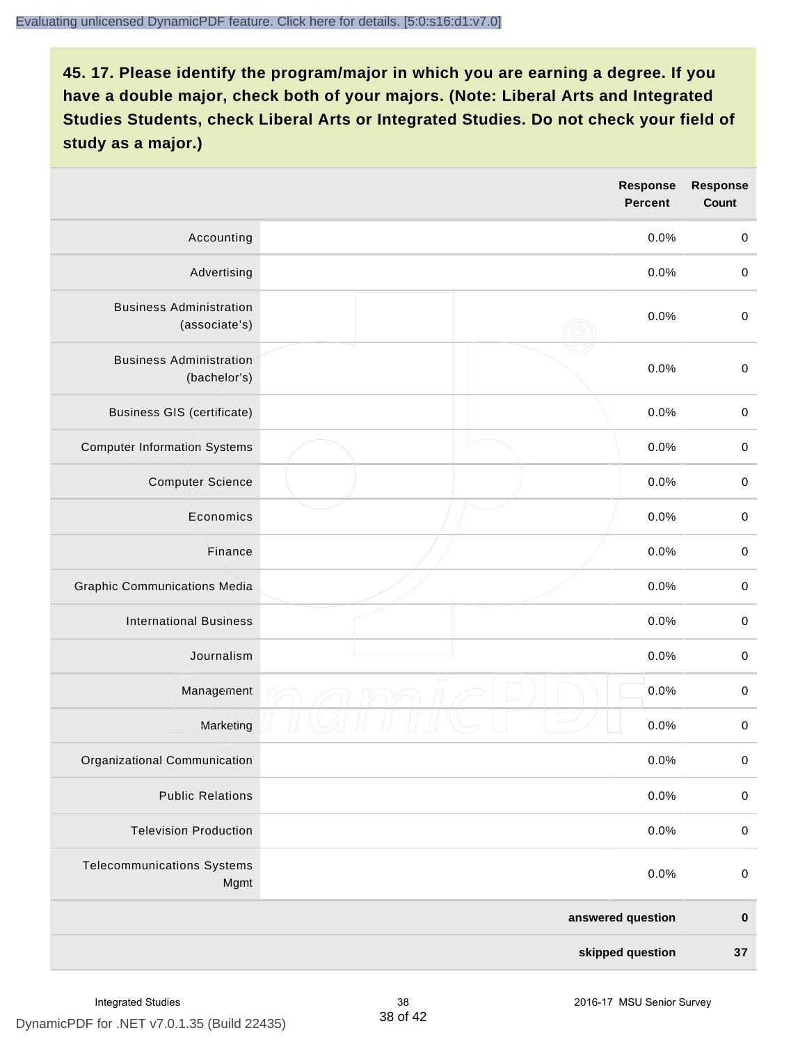## 45. 17. Please identify the program/major in which you are earning a degree. If you have a double major, check both of your majors. (Note: Liberal Arts and Integrated Studies Students, check Liberal Arts or Integrated Studies. Do not check your field of study as a major.)

| | | Response Percent | Response Count |
|---|---|---|---|
| Accounting | | 0.0% | 0 |
| Advertising | | 0.0% | 0 |
| Business Administration (associate's) | | 0.0% | 0 |
| Business Administration (bachelor's) | | 0.0% | 0 |
| Business GIS (certificate) | | 0.0% | 0 |
| Computer Information Systems | | 0.0% | 0 |
| Computer Science | | 0.0% | 0 |
| Economics | | 0.0% | 0 |
| Finance | | 0.0% | 0 |
| Graphic Communications Media | | 0.0% | 0 |
| International Business | | 0.0% | 0 |
| Journalism | | 0.0% | 0 |
| Management | | 0.0% | 0 |
| Marketing | | 0.0% | 0 |
| Organizational Communication | | 0.0% | 0 |
| Public Relations | | 0.0% | 0 |
| Television Production | | 0.0% | 0 |
| Telecommunications Systems Mgmt | | 0.0% | 0 |
| | | **answered question** | **0** |
| | | **skipped question** | **37** |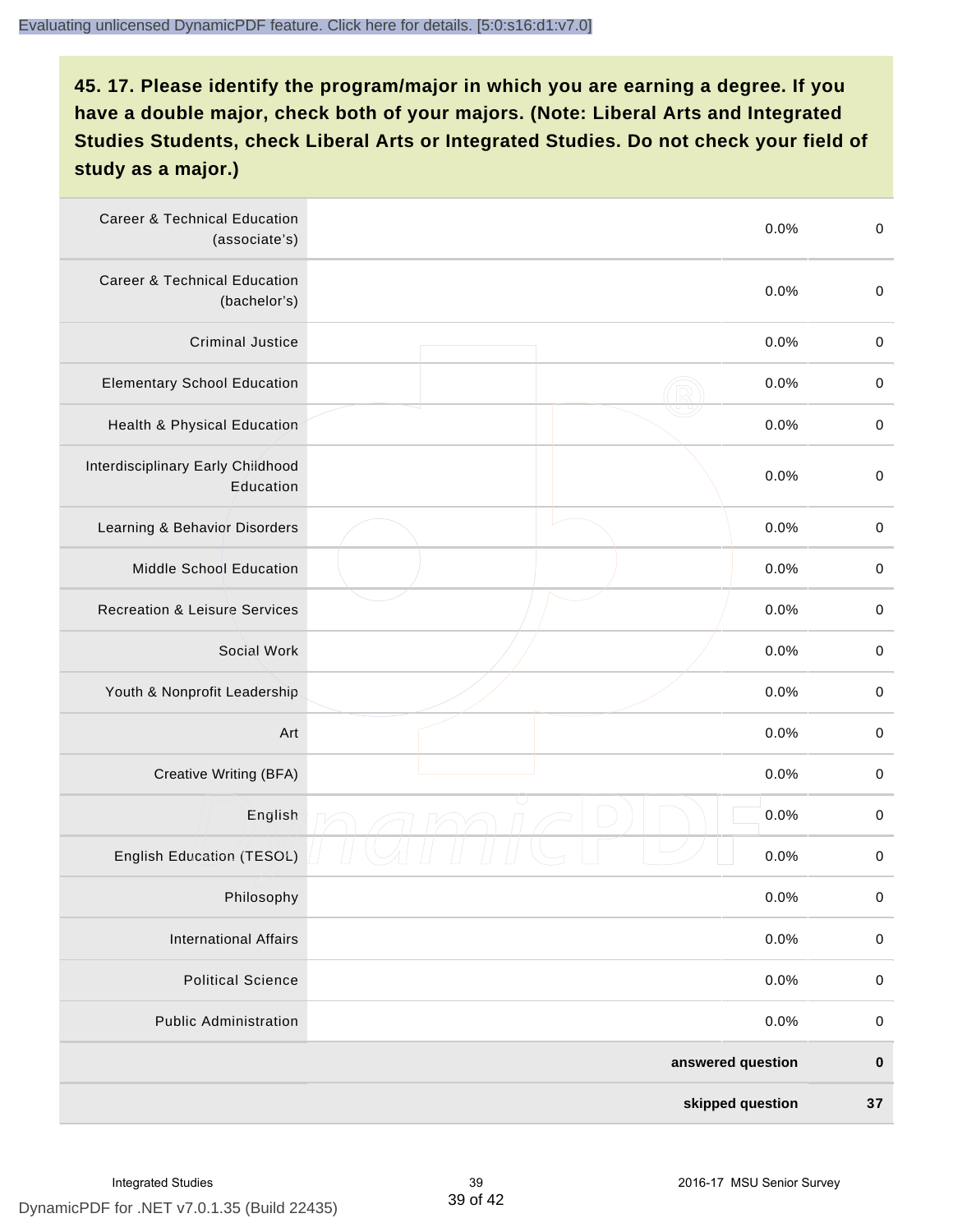## 45. 17. Please identify the program/major in which you are earning a degree. If you have a double major, check both of your majors. (Note: Liberal Arts and Integrated Studies Students, check Liberal Arts or Integrated Studies. Do not check your field of study as a major.)

| | | | |
|---|---|---|---|
| Career & Technical Education (associate's) | | 0.0% | 0 |
| Career & Technical Education (bachelor's) | | 0.0% | 0 |
| Criminal Justice | | 0.0% | 0 |
| Elementary School Education | | 0.0% | 0 |
| Health & Physical Education | | 0.0% | 0 |
| Interdisciplinary Early Childhood Education | | 0.0% | 0 |
| Learning & Behavior Disorders | | 0.0% | 0 |
| Middle School Education | | 0.0% | 0 |
| Recreation & Leisure Services | | 0.0% | 0 |
| Social Work | | 0.0% | 0 |
| Youth & Nonprofit Leadership | | 0.0% | 0 |
| Art | | 0.0% | 0 |
| Creative Writing (BFA) | | 0.0% | 0 |
| English | | 0.0% | 0 |
| English Education (TESOL) | | 0.0% | 0 |
| Philosophy | | 0.0% | 0 |
| International Affairs | | 0.0% | 0 |
| Political Science | | 0.0% | 0 |
| Public Administration | | 0.0% | 0 |
| | | **answered question** | **0** |
| | | **skipped question** | **37** |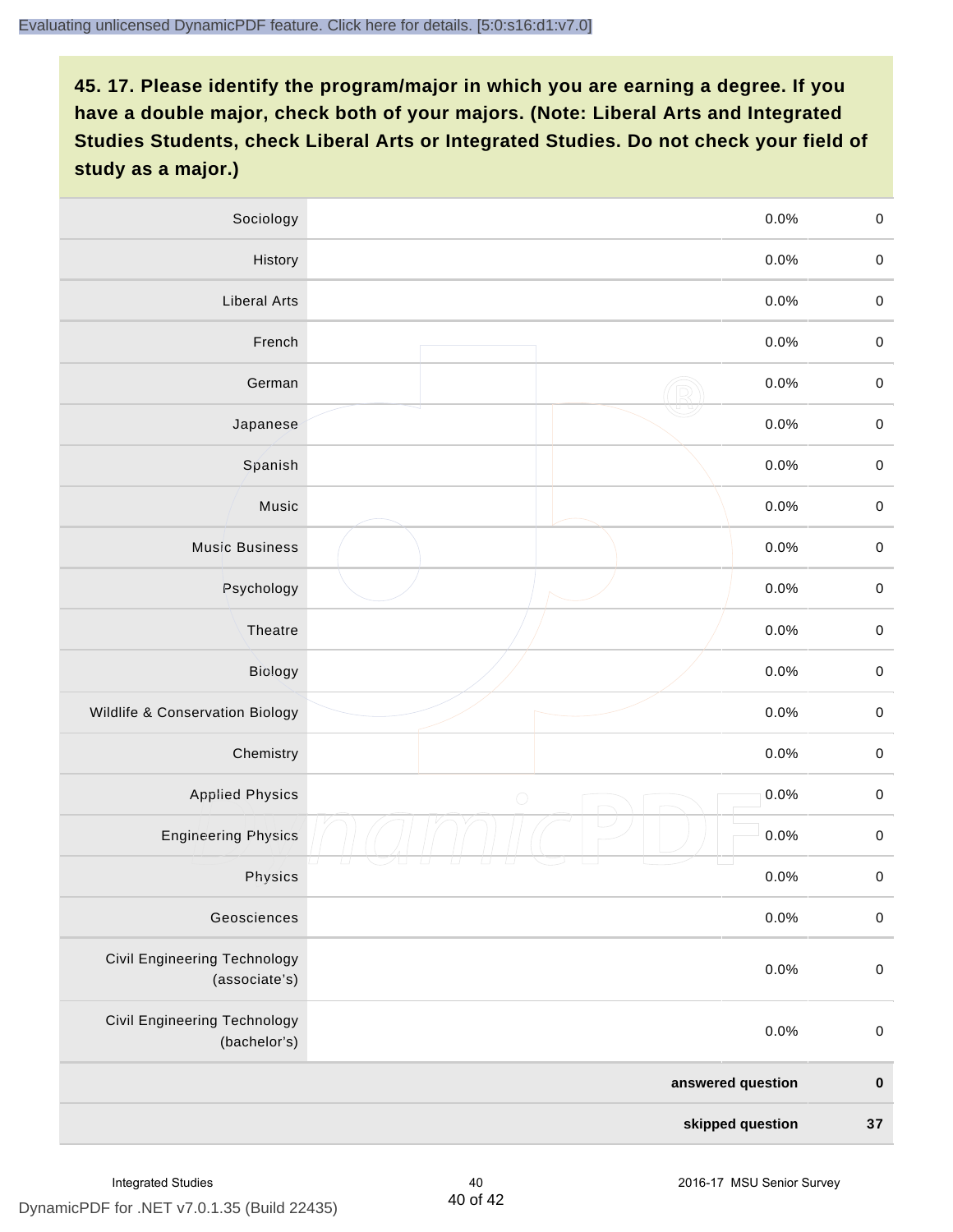## 45. 17. Please identify the program/major in which you are earning a degree. If you have a double major, check both of your majors. (Note: Liberal Arts and Integrated Studies Students, check Liberal Arts or Integrated Studies. Do not check your field of study as a major.)

| Program/Major | | Percent | Count |
|---|---|---|---|
| Sociology | | 0.0% | 0 |
| History | | 0.0% | 0 |
| Liberal Arts | | 0.0% | 0 |
| French | | 0.0% | 0 |
| German | | 0.0% | 0 |
| Japanese | | 0.0% | 0 |
| Spanish | | 0.0% | 0 |
| Music | | 0.0% | 0 |
| Music Business | | 0.0% | 0 |
| Psychology | | 0.0% | 0 |
| Theatre | | 0.0% | 0 |
| Biology | | 0.0% | 0 |
| Wildlife & Conservation Biology | | 0.0% | 0 |
| Chemistry | | 0.0% | 0 |
| Applied Physics | | 0.0% | 0 |
| Engineering Physics | | 0.0% | 0 |
| Physics | | 0.0% | 0 |
| Geosciences | | 0.0% | 0 |
| Civil Engineering Technology (associate's) | | 0.0% | 0 |
| Civil Engineering Technology (bachelor's) | | 0.0% | 0 |
| | | **answered question** | **0** |
| | | **skipped question** | **37** |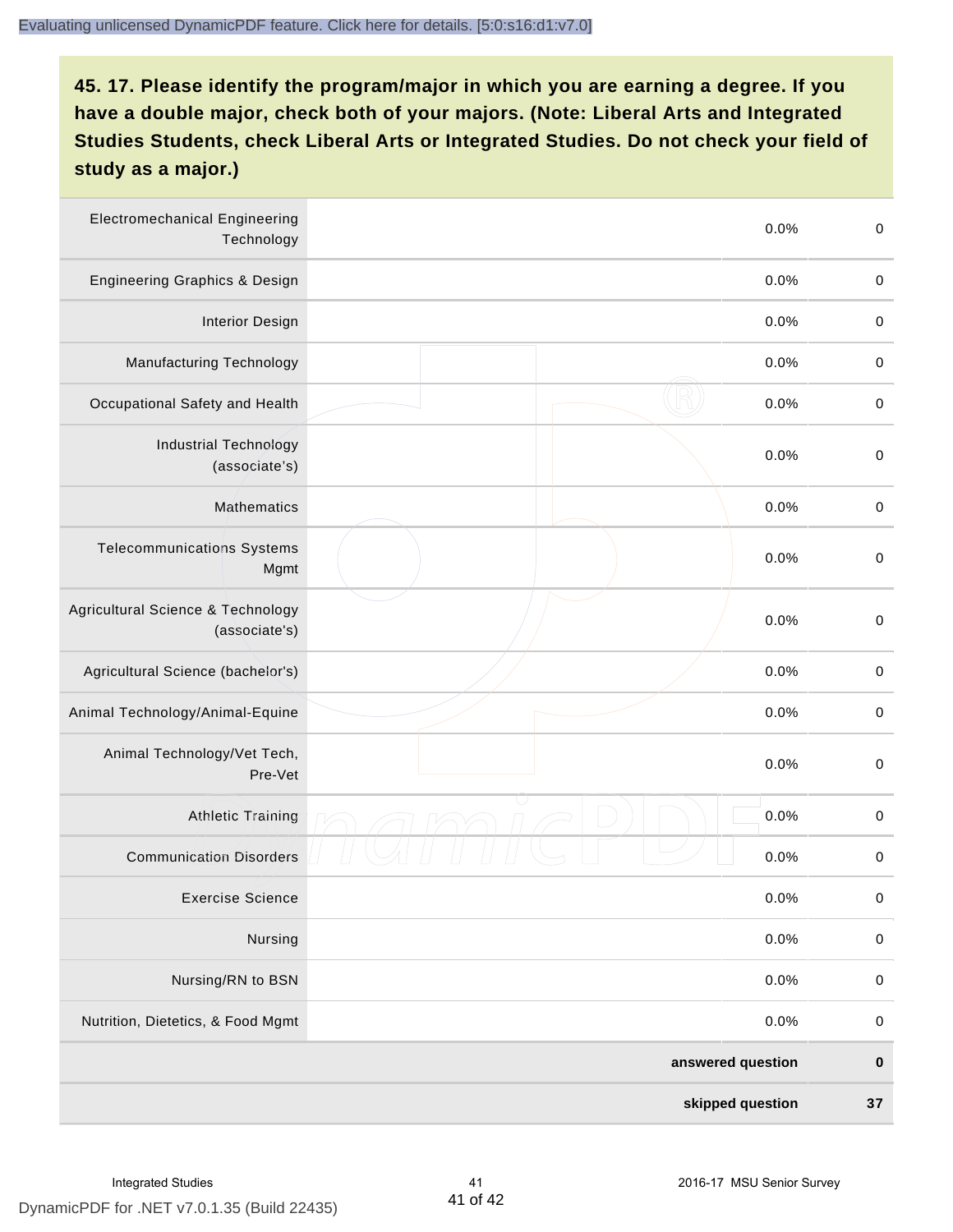## 45. 17. Please identify the program/major in which you are earning a degree. If you have a double major, check both of your majors. (Note: Liberal Arts and Integrated Studies Students, check Liberal Arts or Integrated Studies. Do not check your field of study as a major.)

| Program/Major | | Percent | Count |
|---|---|---|---|
| Electromechanical Engineering Technology | | 0.0% | 0 |
| Engineering Graphics & Design | | 0.0% | 0 |
| Interior Design | | 0.0% | 0 |
| Manufacturing Technology | | 0.0% | 0 |
| Occupational Safety and Health | | 0.0% | 0 |
| Industrial Technology (associate's) | | 0.0% | 0 |
| Mathematics | | 0.0% | 0 |
| Telecommunications Systems Mgmt | | 0.0% | 0 |
| Agricultural Science & Technology (associate's) | | 0.0% | 0 |
| Agricultural Science (bachelor's) | | 0.0% | 0 |
| Animal Technology/Animal-Equine | | 0.0% | 0 |
| Animal Technology/Vet Tech, Pre-Vet | | 0.0% | 0 |
| Athletic Training | | 0.0% | 0 |
| Communication Disorders | | 0.0% | 0 |
| Exercise Science | | 0.0% | 0 |
| Nursing | | 0.0% | 0 |
| Nursing/RN to BSN | | 0.0% | 0 |
| Nutrition, Dietetics, & Food Mgmt | | 0.0% | 0 |
| | | **answered question** | **0** |
| | | **skipped question** | **37** |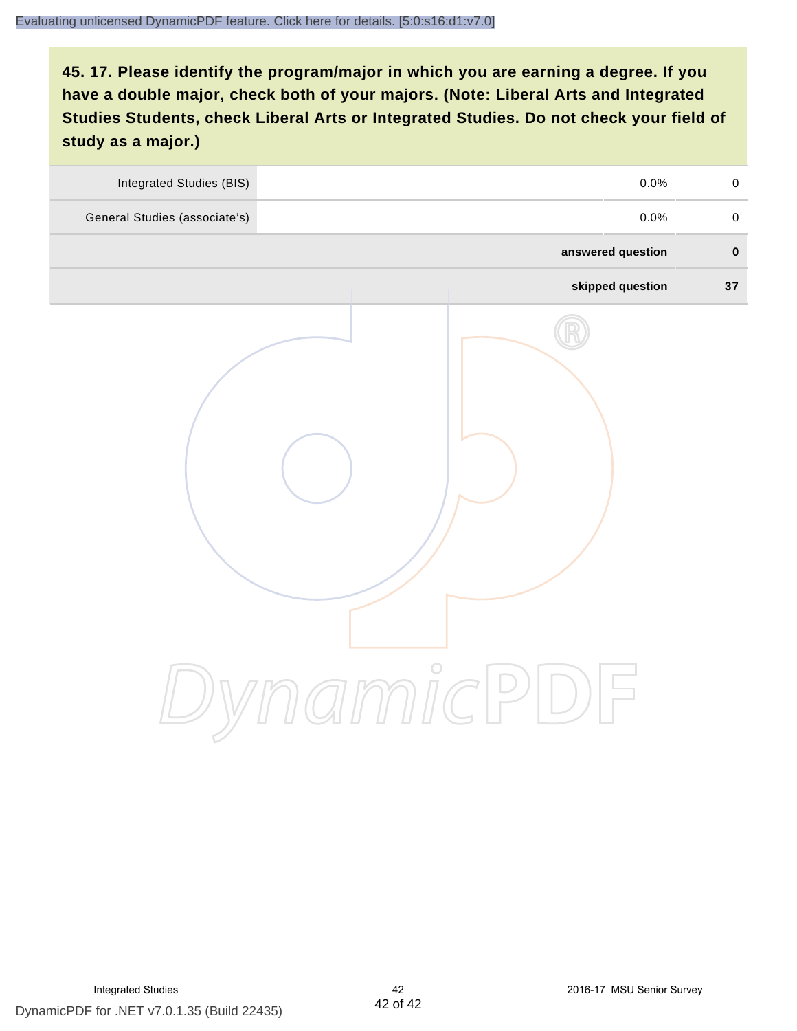**45. 17. Please identify the program/major in which you are earning a degree. If you have a double major, check both of your majors. (Note: Liberal Arts and Integrated Studies Students, check Liberal Arts or Integrated Studies. Do not check your field of study as a major.)**

| | | | |
|---|---|---|---|
| Integrated Studies (BIS) | | 0.0% | 0 |
| General Studies (associate's) | | 0.0% | 0 |
| | | **answered question** | **0** |
| | | **skipped question** | **37** |